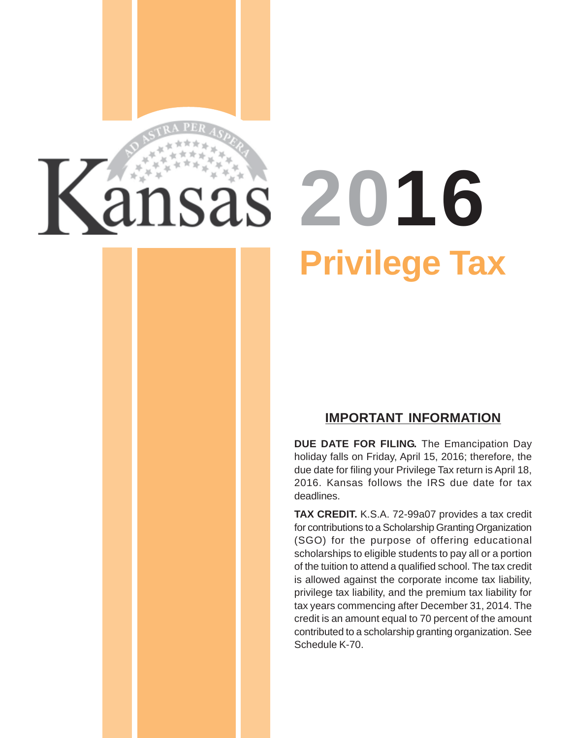# Kansas 2016

## Privilege Tax

### IMPORTANT INFORMATION

**DUE DATE FOR FILING.** The Emancipation Day holiday falls on Friday, April 15, 2016; therefore, the due date for filing your Privilege Tax return is April 18, 2016. Kansas follows the IRS due date for tax deadlines.

**TAX CREDIT.** K.S.A. 72-99a07 provides a tax credit for contributions to a Scholarship Granting Organization (SGO) for the purpose of offering educational scholarships to eligible students to pay all or a portion of the tuition to attend a qualified school. The tax credit is allowed against the corporate income tax liability, privilege tax liability, and the premium tax liability for tax years commencing after December 31, 2014. The credit is an amount equal to 70 percent of the amount contributed to a scholarship granting organization. See Schedule K-70.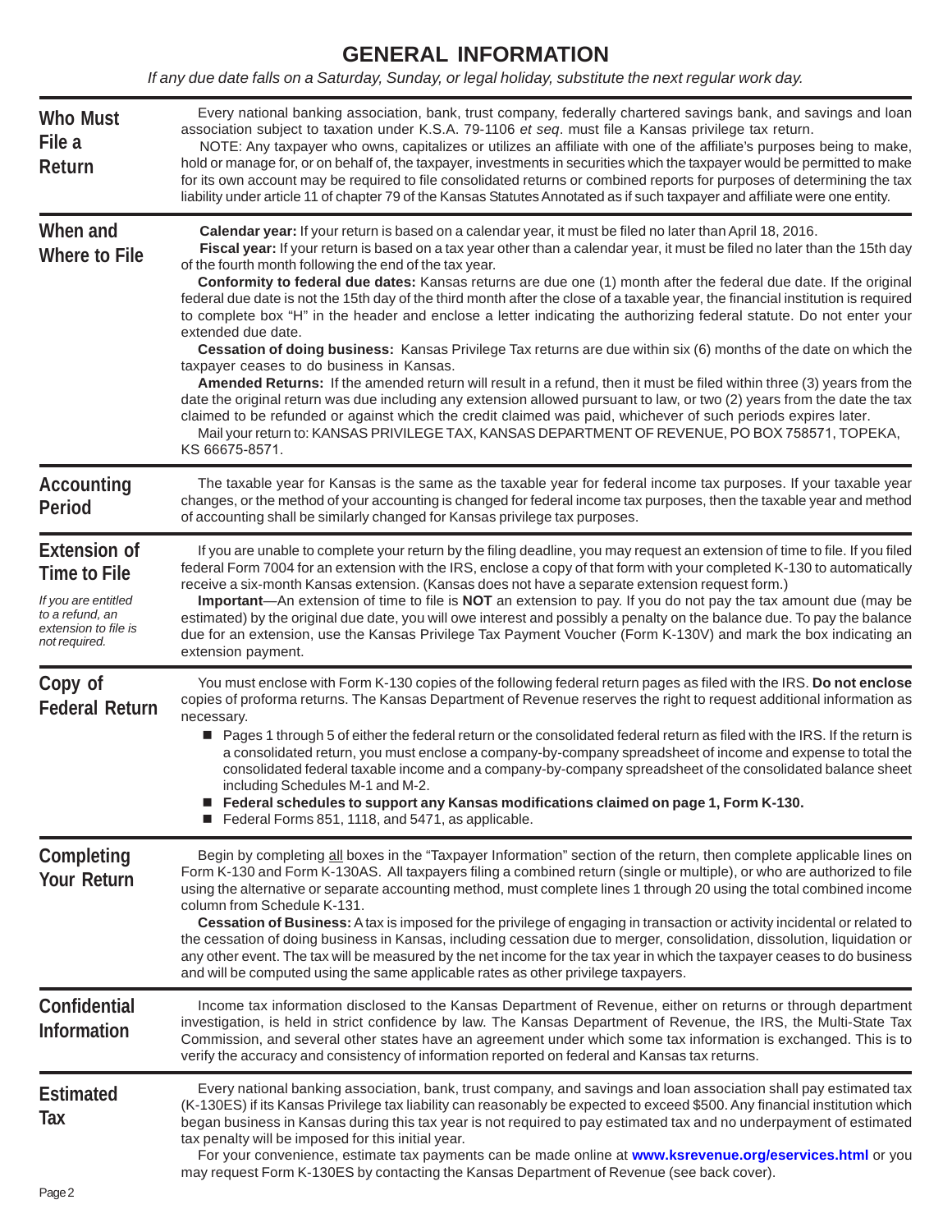# GENERAL INFORMATION

*If any due date falls on a Saturday, Sunday, or legal holiday, substitute the next regular work day.*

## Who Must File a Return

Every national banking association, bank, trust company, federally chartered savings bank, and savings and loan association subject to taxation under K.S.A. 79-1106 *et seq*. must file a Kansas privilege tax return.

NOTE: Any taxpayer who owns, capitalizes or utilizes an affiliate with one of the affiliate's purposes being to make, hold or manage for, or on behalf of, the taxpayer, investments in securities which the taxpayer would be permitted to make for its own account may be required to file consolidated returns or combined reports for purposes of determining the tax liability under article 11 of chapter 79 of the Kansas Statutes Annotated as if such taxpayer and affiliate were one entity.

## When and Where to File

**Calendar year:** If your return is based on a calendar year, it must be filed no later than April 18, 2016.

**Fiscal year:** If your return is based on a tax year other than a calendar year, it must be filed no later than the 15th day of the fourth month following the end of the tax year.

**Conformity to federal due dates:** Kansas returns are due one (1) month after the federal due date. If the original federal due date is not the 15th day of the third month after the close of a taxable year, the financial institution is required to complete box "H" in the header and enclose a letter indicating the authorizing federal statute. Do not enter your extended due date.

**Cessation of doing business:** Kansas Privilege Tax returns are due within six (6) months of the date on which the taxpayer ceases to do business in Kansas.

**Amended Returns:** If the amended return will result in a refund, then it must be filed within three (3) years from the date the original return was due including any extension allowed pursuant to law, or two (2) years from the date the tax claimed to be refunded or against which the credit claimed was paid, whichever of such periods expires later.

Mail your return to: KANSAS PRIVILEGE TAX, KANSAS DEPARTMENT OF REVENUE, PO BOX 758571, TOPEKA, KS 66675-8571.

## Accounting Period

The taxable year for Kansas is the same as the taxable year for federal income tax purposes. If your taxable year changes, or the method of your accounting is changed for federal income tax purposes, then the taxable year and method of accounting shall be similarly changed for Kansas privilege tax purposes.

## Extension of Time to File

*If you are entitled to a refund, an extension to file is not required.*

If you are unable to complete your return by the filing deadline, you may request an extension of time to file. If you filed federal Form 7004 for an extension with the IRS, enclose a copy of that form with your completed K-130 to automatically receive a six-month Kansas extension. (Kansas does not have a separate extension request form.)

**Important**—An extension of time to file is **NOT** an extension to pay. If you do not pay the tax amount due (may be estimated) by the original due date, you will owe interest and possibly a penalty on the balance due. To pay the balance due for an extension, use the Kansas Privilege Tax Payment Voucher (Form K-130V) and mark the box indicating an extension payment.

## Copy of Federal Return

You must enclose with Form K-130 copies of the following federal return pages as filed with the IRS. **Do not enclose** copies of proforma returns. The Kansas Department of Revenue reserves the right to request additional information as necessary.

- Pages 1 through 5 of either the federal return or the consolidated federal return as filed with the IRS. If the return is a consolidated return, you must enclose a company-by-company spreadsheet of income and expense to total the consolidated federal taxable income and a company-by-company spreadsheet of the consolidated balance sheet including Schedules M-1 and M-2.
- **Federal schedules to support any Kansas modifications claimed on page 1, Form K-130.**
- Federal Forms 851, 1118, and 5471, as applicable.

## Completing Your Return

Begin by completing all boxes in the "Taxpayer Information" section of the return, then complete applicable lines on Form K-130 and Form K-130AS. All taxpayers filing a combined return (single or multiple), or who are authorized to file using the alternative or separate accounting method, must complete lines 1 through 20 using the total combined income column from Schedule K-131.

**Cessation of Business:** A tax is imposed for the privilege of engaging in transaction or activity incidental or related to the cessation of doing business in Kansas, including cessation due to merger, consolidation, dissolution, liquidation or any other event. The tax will be measured by the net income for the tax year in which the taxpayer ceases to do business and will be computed using the same applicable rates as other privilege taxpayers.

## Confidential Information

Income tax information disclosed to the Kansas Department of Revenue, either on returns or through department investigation, is held in strict confidence by law. The Kansas Department of Revenue, the IRS, the Multi-State Tax Commission, and several other states have an agreement under which some tax information is exchanged. This is to verify the accuracy and consistency of information reported on federal and Kansas tax returns.

## Estimated Tax

Every national banking association, bank, trust company, and savings and loan association shall pay estimated tax (K-130ES) if its Kansas Privilege tax liability can reasonably be expected to exceed $500. Any financial institution which began business in Kansas during this tax year is not required to pay estimated tax and no underpayment of estimated tax penalty will be imposed for this initial year.

For your convenience, estimate tax payments can be made online at **www.ksrevenue.org/eservices.html** or you may request Form K-130ES by contacting the Kansas Department of Revenue (see back cover).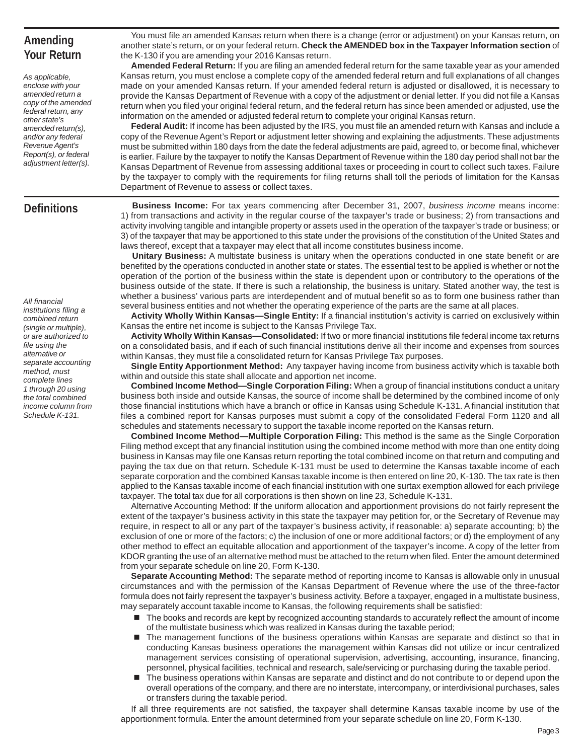## Amending Your Return

*As applicable, enclose with your amended return a copy of the amended federal return, any other state's amended return(s), and/or any federal Revenue Agent's Report(s), or federal adjustment letter(s).*

You must file an amended Kansas return when there is a change (error or adjustment) on your Kansas return, on another state's return, or on your federal return. **Check the AMENDED box in the Taxpayer Information section** of the K-130 if you are amending your 2016 Kansas return.

**Amended Federal Return:** If you are filing an amended federal return for the same taxable year as your amended Kansas return, you must enclose a complete copy of the amended federal return and full explanations of all changes made on your amended Kansas return. If your amended federal return is adjusted or disallowed, it is necessary to provide the Kansas Department of Revenue with a copy of the adjustment or denial letter. If you did not file a Kansas return when you filed your original federal return, and the federal return has since been amended or adjusted, use the information on the amended or adjusted federal return to complete your original Kansas return.

**Federal Audit:** If income has been adjusted by the IRS, you must file an amended return with Kansas and include a copy of the Revenue Agent's Report or adjustment letter showing and explaining the adjustments. These adjustments must be submitted within 180 days from the date the federal adjustments are paid, agreed to, or become final, whichever is earlier. Failure by the taxpayer to notify the Kansas Department of Revenue within the 180 day period shall not bar the Kansas Department of Revenue from assessing additional taxes or proceeding in court to collect such taxes. Failure by the taxpayer to comply with the requirements for filing returns shall toll the periods of limitation for the Kansas Department of Revenue to assess or collect taxes.

## Definitions

*All financial institutions filing a combined return (single or multiple), or are authorized to file using the alternative or separate accounting method, must complete lines 1 through 20 using the total combined income column from Schedule K-131.*

**Business Income:** For tax years commencing after December 31, 2007, *business income* means income: 1) from transactions and activity in the regular course of the taxpayer's trade or business; 2) from transactions and activity involving tangible and intangible property or assets used in the operation of the taxpayer's trade or business; or 3) of the taxpayer that may be apportioned to this state under the provisions of the constitution of the United States and laws thereof, except that a taxpayer may elect that all income constitutes business income.

**Unitary Business:** A multistate business is unitary when the operations conducted in one state benefit or are benefited by the operations conducted in another state or states. The essential test to be applied is whether or not the operation of the portion of the business within the state is dependent upon or contributory to the operations of the business outside of the state. If there is such a relationship, the business is unitary. Stated another way, the test is whether a business' various parts are interdependent and of mutual benefit so as to form one business rather than several business entities and not whether the operating experience of the parts are the same at all places.

**Activity Wholly Within Kansas—Single Entity:** If a financial institution's activity is carried on exclusively within Kansas the entire net income is subject to the Kansas Privilege Tax.

**Activity Wholly Within Kansas—Consolidated:** If two or more financial institutions file federal income tax returns on a consolidated basis, and if each of such financial institutions derive all their income and expenses from sources within Kansas, they must file a consolidated return for Kansas Privilege Tax purposes.

**Single Entity Apportionment Method:** Any taxpayer having income from business activity which is taxable both within and outside this state shall allocate and apportion net income.

**Combined Income Method—Single Corporation Filing:** When a group of financial institutions conduct a unitary business both inside and outside Kansas, the source of income shall be determined by the combined income of only those financial institutions which have a branch or office in Kansas using Schedule K-131. A financial institution that files a combined report for Kansas purposes must submit a copy of the consolidated Federal Form 1120 and all schedules and statements necessary to support the taxable income reported on the Kansas return.

**Combined Income Method—Multiple Corporation Filing:** This method is the same as the Single Corporation Filing method except that any financial institution using the combined income method with more than one entity doing business in Kansas may file one Kansas return reporting the total combined income on that return and computing and paying the tax due on that return. Schedule K-131 must be used to determine the Kansas taxable income of each separate corporation and the combined Kansas taxable income is then entered on line 20, K-130. The tax rate is then applied to the Kansas taxable income of each financial institution with one surtax exemption allowed for each privilege taxpayer. The total tax due for all corporations is then shown on line 23, Schedule K-131.

Alternative Accounting Method: If the uniform allocation and apportionment provisions do not fairly represent the extent of the taxpayer's business activity in this state the taxpayer may petition for, or the Secretary of Revenue may require, in respect to all or any part of the taxpayer's business activity, if reasonable: a) separate accounting; b) the exclusion of one or more of the factors; c) the inclusion of one or more additional factors; or d) the employment of any other method to effect an equitable allocation and apportionment of the taxpayer's income. A copy of the letter from KDOR granting the use of an alternative method must be attached to the return when filed. Enter the amount determined from your separate schedule on line 20, Form K-130.

**Separate Accounting Method:** The separate method of reporting income to Kansas is allowable only in unusual circumstances and with the permission of the Kansas Department of Revenue where the use of the three-factor formula does not fairly represent the taxpayer's business activity. Before a taxpayer, engaged in a multistate business, may separately account taxable income to Kansas, the following requirements shall be satisfied:

- The books and records are kept by recognized accounting standards to accurately reflect the amount of income of the multistate business which was realized in Kansas during the taxable period;
- The management functions of the business operations within Kansas are separate and distinct so that in conducting Kansas business operations the management within Kansas did not utilize or incur centralized management services consisting of operational supervision, advertising, accounting, insurance, financing, personnel, physical facilities, technical and research, sale/servicing or purchasing during the taxable period.
- The business operations within Kansas are separate and distinct and do not contribute to or depend upon the overall operations of the company, and there are no interstate, intercompany, or interdivisional purchases, sales or transfers during the taxable period.

If all three requirements are not satisfied, the taxpayer shall determine Kansas taxable income by use of the apportionment formula. Enter the amount determined from your separate schedule on line 20, Form K-130.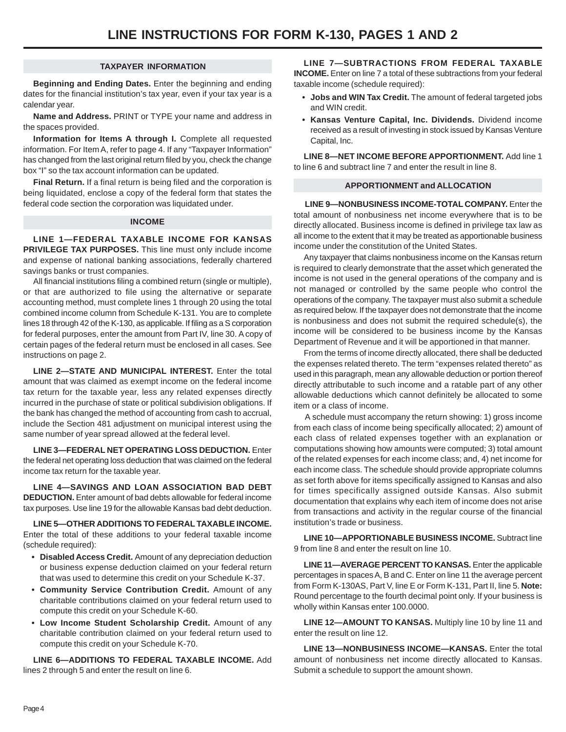# LINE INSTRUCTIONS FOR FORM K-130, PAGES 1 AND 2

## TAXPAYER INFORMATION

**Beginning and Ending Dates.** Enter the beginning and ending dates for the financial institution's tax year, even if your tax year is a calendar year.

**Name and Address.** PRINT or TYPE your name and address in the spaces provided.

**Information for Items A through I.** Complete all requested information. For Item A, refer to page 4. If any "Taxpayer Information" has changed from the last original return filed by you, check the change box "I" so the tax account information can be updated.

**Final Return.** If a final return is being filed and the corporation is being liquidated, enclose a copy of the federal form that states the federal code section the corporation was liquidated under.

## INCOME

**LINE 1—FEDERAL TAXABLE INCOME FOR KANSAS PRIVILEGE TAX PURPOSES.** This line must only include income and expense of national banking associations, federally chartered savings banks or trust companies.

All financial institutions filing a combined return (single or multiple), or that are authorized to file using the alternative or separate accounting method, must complete lines 1 through 20 using the total combined income column from Schedule K-131. You are to complete lines 18 through 42 of the K-130, as applicable. If filing as a S corporation for federal purposes, enter the amount from Part IV, line 30. A copy of certain pages of the federal return must be enclosed in all cases. See instructions on page 2.

**LINE 2—STATE AND MUNICIPAL INTEREST.** Enter the total amount that was claimed as exempt income on the federal income tax return for the taxable year, less any related expenses directly incurred in the purchase of state or political subdivision obligations. If the bank has changed the method of accounting from cash to accrual, include the Section 481 adjustment on municipal interest using the same number of year spread allowed at the federal level.

**LINE 3—FEDERAL NET OPERATING LOSS DEDUCTION.** Enter the federal net operating loss deduction that was claimed on the federal income tax return for the taxable year.

**LINE 4—SAVINGS AND LOAN ASSOCIATION BAD DEBT DEDUCTION.** Enter amount of bad debts allowable for federal income tax purposes. Use line 19 for the allowable Kansas bad debt deduction.

**LINE 5—OTHER ADDITIONS TO FEDERAL TAXABLE INCOME.** Enter the total of these additions to your federal taxable income (schedule required):

- **Disabled Access Credit.** Amount of any depreciation deduction or business expense deduction claimed on your federal return that was used to determine this credit on your Schedule K-37.
- **Community Service Contribution Credit.** Amount of any charitable contributions claimed on your federal return used to compute this credit on your Schedule K-60.
- **Low Income Student Scholarship Credit.** Amount of any charitable contribution claimed on your federal return used to compute this credit on your Schedule K-70.

**LINE 6—ADDITIONS TO FEDERAL TAXABLE INCOME.** Add lines 2 through 5 and enter the result on line 6.

**LINE 7—SUBTRACTIONS FROM FEDERAL TAXABLE INCOME.** Enter on line 7 a total of these subtractions from your federal taxable income (schedule required):

- **Jobs and WIN Tax Credit.** The amount of federal targeted jobs and WIN credit.
- **Kansas Venture Capital, Inc. Dividends.** Dividend income received as a result of investing in stock issued by Kansas Venture Capital, Inc.

**LINE 8—NET INCOME BEFORE APPORTIONMENT.** Add line 1 to line 6 and subtract line 7 and enter the result in line 8.

## APPORTIONMENT and ALLOCATION

**LINE 9—NONBUSINESS INCOME-TOTAL COMPANY.** Enter the total amount of nonbusiness net income everywhere that is to be directly allocated. Business income is defined in privilege tax law as all income to the extent that it may be treated as apportionable business income under the constitution of the United States.

Any taxpayer that claims nonbusiness income on the Kansas return is required to clearly demonstrate that the asset which generated the income is not used in the general operations of the company and is not managed or controlled by the same people who control the operations of the company. The taxpayer must also submit a schedule as required below. If the taxpayer does not demonstrate that the income is nonbusiness and does not submit the required schedule(s), the income will be considered to be business income by the Kansas Department of Revenue and it will be apportioned in that manner.

From the terms of income directly allocated, there shall be deducted the expenses related thereto. The term "expenses related thereto" as used in this paragraph, mean any allowable deduction or portion thereof directly attributable to such income and a ratable part of any other allowable deductions which cannot definitely be allocated to some item or a class of income.

A schedule must accompany the return showing: 1) gross income from each class of income being specifically allocated; 2) amount of each class of related expenses together with an explanation or computations showing how amounts were computed; 3) total amount of the related expenses for each income class; and, 4) net income for each income class. The schedule should provide appropriate columns as set forth above for items specifically assigned to Kansas and also for times specifically assigned outside Kansas. Also submit documentation that explains why each item of income does not arise from transactions and activity in the regular course of the financial institution's trade or business.

**LINE 10—APPORTIONABLE BUSINESS INCOME.** Subtract line 9 from line 8 and enter the result on line 10.

**LINE 11—AVERAGE PERCENT TO KANSAS.** Enter the applicable percentages in spaces A, B and C. Enter on line 11 the average percent from Form K-130AS, Part V, line E or Form K-131, Part II, line 5. **Note:** Round percentage to the fourth decimal point only. If your business is wholly within Kansas enter 100.0000.

**LINE 12—AMOUNT TO KANSAS.** Multiply line 10 by line 11 and enter the result on line 12.

**LINE 13—NONBUSINESS INCOME—KANSAS.** Enter the total amount of nonbusiness net income directly allocated to Kansas. Submit a schedule to support the amount shown.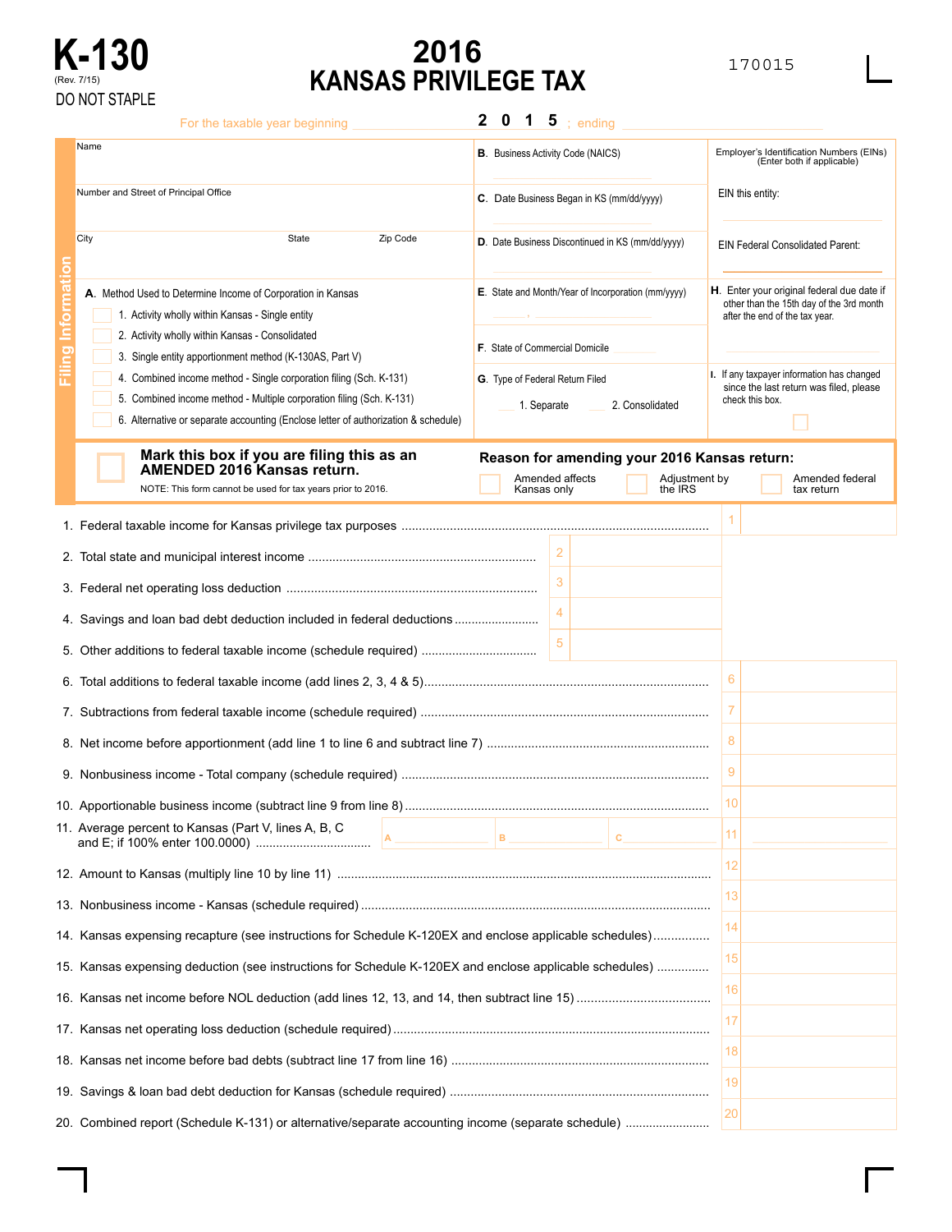# K-130

(Rev. 7/15)

DO NOT STAPLE

# 2016 KANSAS PRIVILEGE TAX

170015

For the taxable year beginning ____________ 2 0 1 5 ; ending ____________

## Filing Information

Name

Number and Street of Principal Office

City | State | Zip Code

**A.** Method Used to Determine Income of Corporation in Kansas

- ☐ 1. Activity wholly within Kansas - Single entity
- ☐ 2. Activity wholly within Kansas - Consolidated
- ☐ 3. Single entity apportionment method (K-130AS, Part V)
- ☐ 4. Combined income method - Single corporation filing (Sch. K-131)
- ☐ 5. Combined income method - Multiple corporation filing (Sch. K-131)
- ☐ 6. Alternative or separate accounting (Enclose letter of authorization & schedule)

**B.** Business Activity Code (NAICS)

**C.** Date Business Began in KS (mm/dd/yyyy)

**D.** Date Business Discontinued in KS (mm/dd/yyyy)

**E.** State and Month/Year of Incorporation (mm/yyyy) ____ , ____

**F.** State of Commercial Domicile

**G.** Type of Federal Return Filed

____ 1. Separate ____ 2. Consolidated

Employer's Identification Numbers (EINs) (Enter both if applicable)

EIN this entity:

EIN Federal Consolidated Parent:

**H.** Enter your original federal due date if other than the 15th day of the 3rd month after the end of the tax year.

**I.** If any taxpayer information has changed since the last return was filed, please check this box. ☐

☐ **Mark this box if you are filing this as an AMENDED 2016 Kansas return.**

NOTE: This form cannot be used for tax years prior to 2016.

**Reason for amending your 2016 Kansas return:**

☐ Amended affects Kansas only ☐ Adjustment by the IRS ☐ Amended federal tax return

| Line | Description | | |
|---|---|---|---|
| 1. | Federal taxable income for Kansas privilege tax purposes | | 1 |
| 2. | Total state and municipal interest income | 2 | |
| 3. | Federal net operating loss deduction | 3 | |
| 4. | Savings and loan bad debt deduction included in federal deductions | 4 | |
| 5. | Other additions to federal taxable income (schedule required) | 5 | |
| 6. | Total additions to federal taxable income (add lines 2, 3, 4 & 5) | | 6 |
| 7. | Subtractions from federal taxable income (schedule required) | | 7 |
| 8. | Net income before apportionment (add line 1 to line 6 and subtract line 7) | | 8 |
| 9. | Nonbusiness income - Total company (schedule required) | | 9 |
| 10. | Apportionable business income (subtract line 9 from line 8) | | 10 |
| 11. | Average percent to Kansas (Part V, lines A, B, C and E; if 100% enter 100.0000) A ____ B ____ C ____ | | 11 |
| 12. | Amount to Kansas (multiply line 10 by line 11) | | 12 |
| 13. | Nonbusiness income - Kansas (schedule required) | | 13 |
| 14. | Kansas expensing recapture (see instructions for Schedule K-120EX and enclose applicable schedules) | | 14 |
| 15. | Kansas expensing deduction (see instructions for Schedule K-120EX and enclose applicable schedules) | | 15 |
| 16. | Kansas net income before NOL deduction (add lines 12, 13, and 14, then subtract line 15) | | 16 |
| 17. | Kansas net operating loss deduction (schedule required) | | 17 |
| 18. | Kansas net income before bad debts (subtract line 17 from line 16) | | 18 |
| 19. | Savings & loan bad debt deduction for Kansas (schedule required) | | 19 |
| 20. | Combined report (Schedule K-131) or alternative/separate accounting income (separate schedule) | | 20 |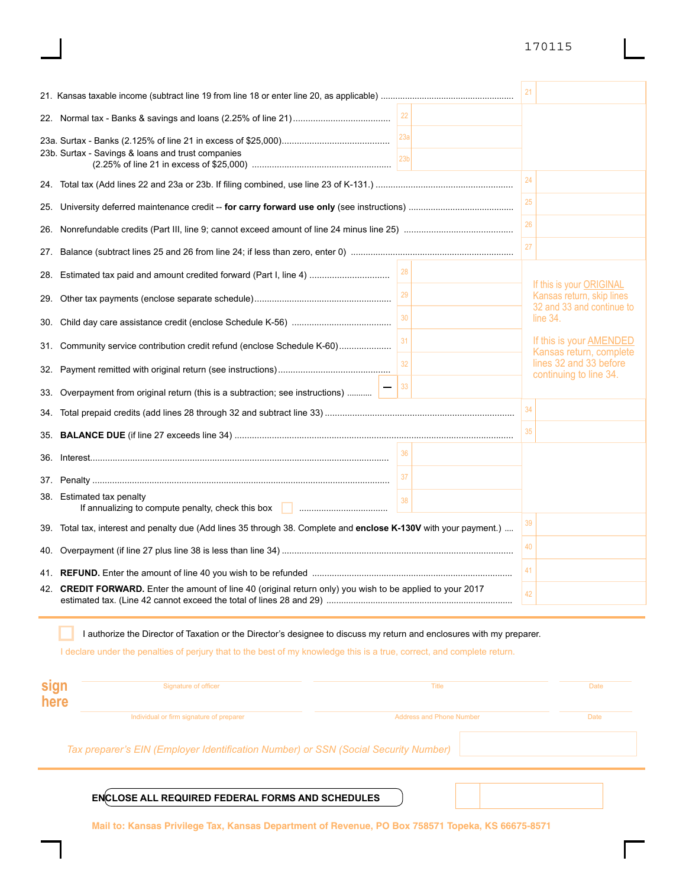170115

| Line | Description | | Amount |
|---|---|---|---|
| 21. | Kansas taxable income (subtract line 19 from line 18 or enter line 20, as applicable) | | 21 |
| 22. | Normal tax - Banks & savings and loans (2.25% of line 21) | 22 | |
| 23a. | Surtax - Banks (2.125% of line 21 in excess of $25,000) | 23a | |
| 23b. | Surtax - Savings & loans and trust companies (2.25% of line 21 in excess of $25,000) | 23b | |
| 24. | Total tax (Add lines 22 and 23a or 23b. If filing combined, use line 23 of K-131.) | | 24 |
| 25. | University deferred maintenance credit -- **for carry forward use only** (see instructions) | | 25 |
| 26. | Nonrefundable credits (Part III, line 9; cannot exceed amount of line 24 minus line 25) | | 26 |
| 27. | Balance (subtract lines 25 and 26 from line 24; if less than zero, enter 0) | | 27 |
| 28. | Estimated tax paid and amount credited forward (Part I, line 4) | 28 | |
| 29. | Other tax payments (enclose separate schedule) | 29 | |
| 30. | Child day care assistance credit (enclose Schedule K-56) | 30 | |
| 31. | Community service contribution credit refund (enclose Schedule K-60) | 31 | |
| 32. | Payment remitted with original return (see instructions) | 32 | |
| 33. | Overpayment from original return (this is a subtraction; see instructions) — | 33 | |
| 34. | Total prepaid credits (add lines 28 through 32 and subtract line 33) | | 34 |
| 35. | **BALANCE DUE** (if line 27 exceeds line 34) | | 35 |
| 36. | Interest | 36 | |
| 37. | Penalty | 37 | |
| 38. | Estimated tax penalty — If annualizing to compute penalty, check this box ☐ | 38 | |
| 39. | Total tax, interest and penalty due (Add lines 35 through 38. Complete and **enclose K-130V** with your payment.) | | 39 |
| 40. | Overpayment (if line 27 plus line 38 is less than line 34) | | 40 |
| 41. | **REFUND.** Enter the amount of line 40 you wish to be refunded | | 41 |
| 42. | **CREDIT FORWARD.** Enter the amount of line 40 (original return only) you wish to be applied to your 2017 estimated tax. (Line 42 cannot exceed the total of lines 28 and 29) | | 42 |

If this is your ORIGINAL Kansas return, skip lines 32 and 33 and continue to line 34.

If this is your AMENDED Kansas return, complete lines 32 and 33 before continuing to line 34.

☐ I authorize the Director of Taxation or the Director's designee to discuss my return and enclosures with my preparer.

I declare under the penalties of perjury that to the best of my knowledge this is a true, correct, and complete return.

**sign here**

| Signature of officer | Title | Date |
|---|---|---|
| Individual or firm signature of preparer | Address and Phone Number | Date |

*Tax preparer's EIN (Employer Identification Number) or SSN (Social Security Number)*

**ENCLOSE ALL REQUIRED FEDERAL FORMS AND SCHEDULES**

**Mail to: Kansas Privilege Tax, Kansas Department of Revenue, PO Box 758571 Topeka, KS 66675-8571**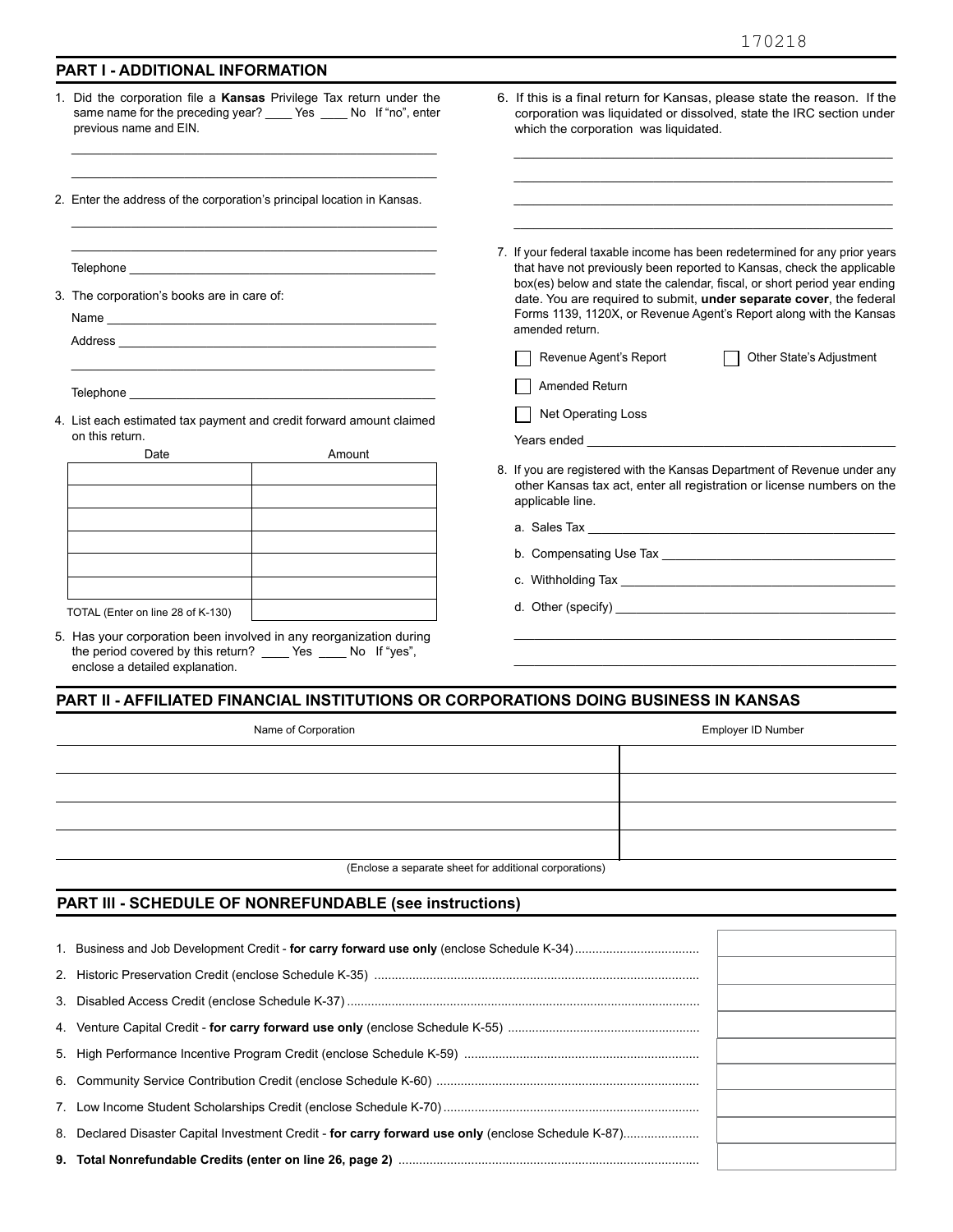170218

## PART I - ADDITIONAL INFORMATION

1. Did the corporation file a **Kansas** Privilege Tax return under the same name for the preceding year? ____ Yes ____ No If "no", enter previous name and EIN.

______________________________________________

______________________________________________

2. Enter the address of the corporation's principal location in Kansas.

______________________________________________

______________________________________________

Telephone ______________________________________

3. The corporation's books are in care of:

Name __________________________________________

Address ________________________________________

______________________________________________

Telephone ______________________________________

4. List each estimated tax payment and credit forward amount claimed on this return.

| Date | Amount |
|---|---|
| | |
| | |
| | |
| | |
| | |
| | |
| TOTAL (Enter on line 28 of K-130) | |

5. Has your corporation been involved in any reorganization during the period covered by this return? ____ Yes ____ No If "yes", enclose a detailed explanation.

6. If this is a final return for Kansas, please state the reason. If the corporation was liquidated or dissolved, state the IRC section under which the corporation was liquidated.

______________________________________________

______________________________________________

______________________________________________

______________________________________________

7. If your federal taxable income has been redetermined for any prior years that have not previously been reported to Kansas, check the applicable box(es) below and state the calendar, fiscal, or short period year ending date. You are required to submit, **under separate cover**, the federal Forms 1139, 1120X, or Revenue Agent's Report along with the Kansas amended return.

☐ Revenue Agent's Report ☐ Other State's Adjustment

☐ Amended Return

☐ Net Operating Loss

Years ended ____________________________________

8. If you are registered with the Kansas Department of Revenue under any other Kansas tax act, enter all registration or license numbers on the applicable line.

a. Sales Tax ____________________________________

b. Compensating Use Tax __________________________

c. Withholding Tax ______________________________

d. Other (specify) _______________________________

______________________________________________

______________________________________________

## PART II - AFFILIATED FINANCIAL INSTITUTIONS OR CORPORATIONS DOING BUSINESS IN KANSAS

| Name of Corporation | Employer ID Number |
|---|---|
| | |
| | |
| | |
| | |

(Enclose a separate sheet for additional corporations)

## PART III - SCHEDULE OF NONREFUNDABLE (see instructions)

| | |
|---|---|
| 1. Business and Job Development Credit - **for carry forward use only** (enclose Schedule K-34) | |
| 2. Historic Preservation Credit (enclose Schedule K-35) | |
| 3. Disabled Access Credit (enclose Schedule K-37) | |
| 4. Venture Capital Credit - **for carry forward use only** (enclose Schedule K-55) | |
| 5. High Performance Incentive Program Credit (enclose Schedule K-59) | |
| 6. Community Service Contribution Credit (enclose Schedule K-60) | |
| 7. Low Income Student Scholarships Credit (enclose Schedule K-70) | |
| 8. Declared Disaster Capital Investment Credit - **for carry forward use only** (enclose Schedule K-87) | |
| **9. Total Nonrefundable Credits (enter on line 26, page 2)** | |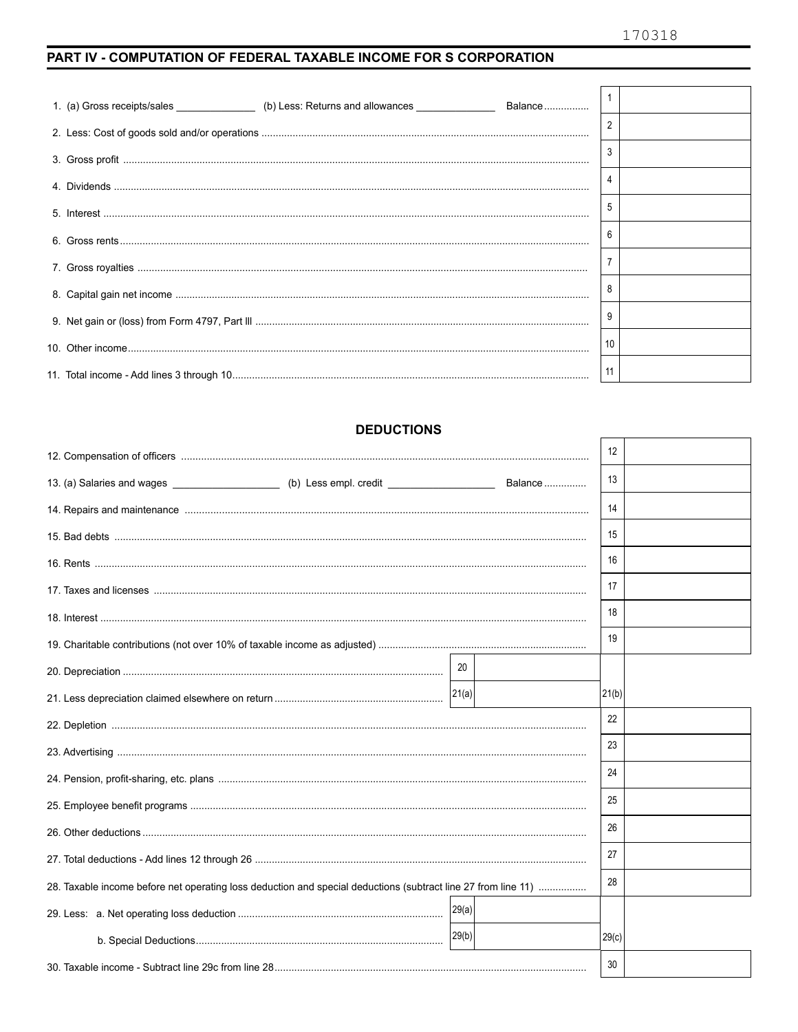170318

## PART IV - COMPUTATION OF FEDERAL TAXABLE INCOME FOR S CORPORATION

| Line | Description | | | |
|---|---|---|---|---|
| 1. | (a) Gross receipts/sales ______________ (b) Less: Returns and allowances ______________ Balance | | 1 | |
| 2. | Less: Cost of goods sold and/or operations | | 2 | |
| 3. | Gross profit | | 3 | |
| 4. | Dividends | | 4 | |
| 5. | Interest | | 5 | |
| 6. | Gross rents | | 6 | |
| 7. | Gross royalties | | 7 | |
| 8. | Capital gain net income | | 8 | |
| 9. | Net gain or (loss) from Form 4797, Part III | | 9 | |
| 10. | Other income | | 10 | |
| 11. | Total income - Add lines 3 through 10 | | 11 | |

### DEDUCTIONS

| Line | Description | | | | |
|---|---|---|---|---|---|
| 12. | Compensation of officers | | | 12 | |
| 13. | (a) Salaries and wages ___________________ (b) Less empl. credit ___________________ Balance | | | 13 | |
| 14. | Repairs and maintenance | | | 14 | |
| 15. | Bad debts | | | 15 | |
| 16. | Rents | | | 16 | |
| 17. | Taxes and licenses | | | 17 | |
| 18. | Interest | | | 18 | |
| 19. | Charitable contributions (not over 10% of taxable income as adjusted) | | | 19 | |
| 20. | Depreciation | 20 | | | |
| 21. | Less depreciation claimed elsewhere on return | 21(a) | | 21(b) | |
| 22. | Depletion | | | 22 | |
| 23. | Advertising | | | 23 | |
| 24. | Pension, profit-sharing, etc. plans | | | 24 | |
| 25. | Employee benefit programs | | | 25 | |
| 26. | Other deductions | | | 26 | |
| 27. | Total deductions - Add lines 12 through 26 | | | 27 | |
| 28. | Taxable income before net operating loss deduction and special deductions (subtract line 27 from line 11) | | | 28 | |
| 29. | Less: a. Net operating loss deduction | 29(a) | | | |
| | b. Special Deductions | 29(b) | | 29(c) | |
| 30. | Taxable income - Subtract line 29c from line 28 | | | 30 | |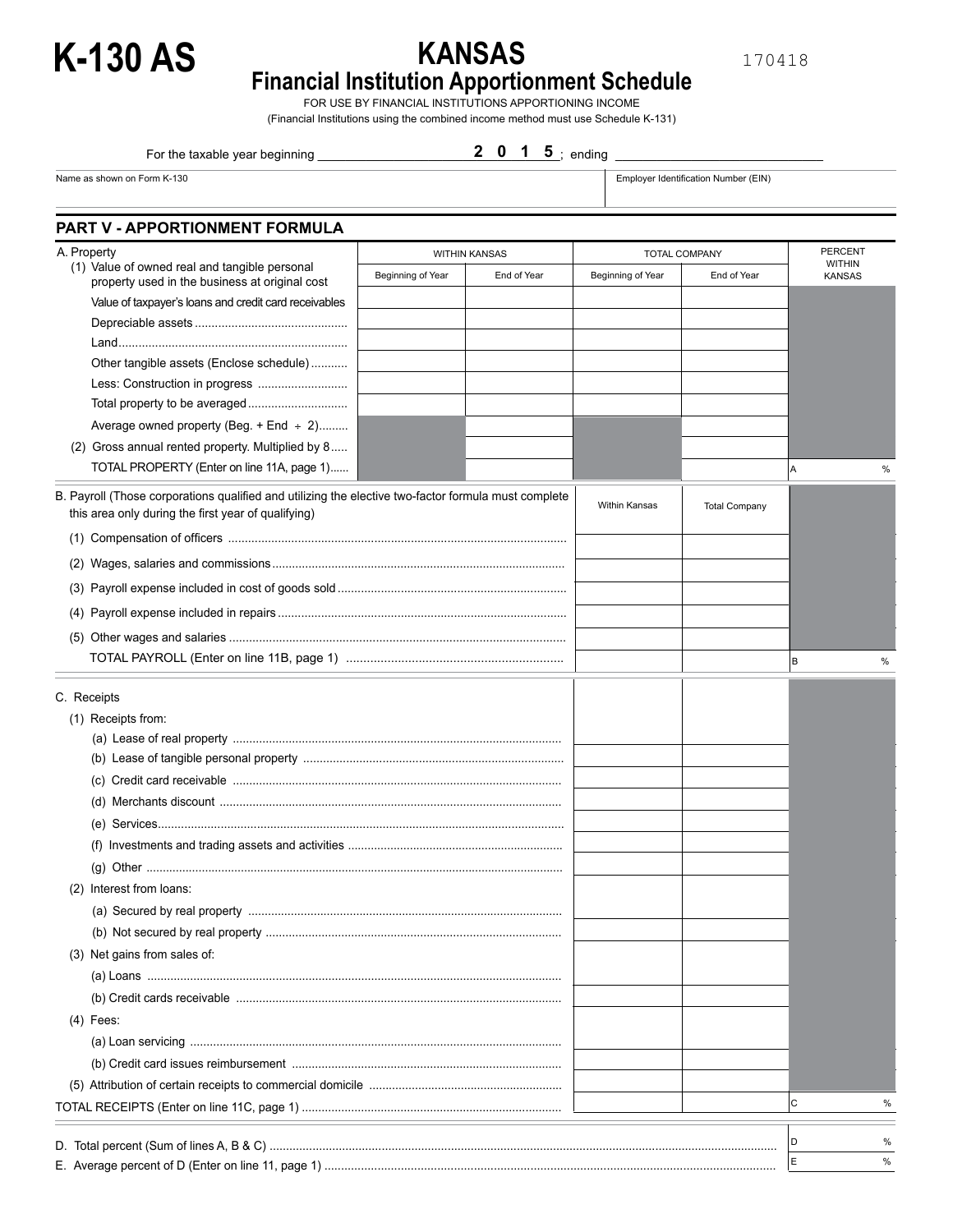# K-130 AS

# KANSAS

## Financial Institution Apportionment Schedule

170418

FOR USE BY FINANCIAL INSTITUTIONS APPORTIONING INCOME

(Financial Institutions using the combined income method must use Schedule K-131)

For the taxable year beginning ____________ **2 0 1 5** ; ending ____________

| Name as shown on Form K-130 | Employer Identification Number (EIN) |
|---|---|
| | |

## PART V - APPORTIONMENT FORMULA

| A. Property | WITHIN KANSAS | | TOTAL COMPANY | | PERCENT WITHIN KANSAS |
|---|---|---|---|---|---|
| (1) Value of owned real and tangible personal property used in the business at original cost | Beginning of Year | End of Year | Beginning of Year | End of Year | |
| Value of taxpayer's loans and credit card receivables | | | | | |
| Depreciable assets | | | | | |
| Land | | | | | |
| Other tangible assets (Enclose schedule) | | | | | |
| Less: Construction in progress | | | | | |
| Total property to be averaged | | | | | |
| Average owned property (Beg. + End ÷ 2) | | | | | |
| (2) Gross annual rented property. Multiplied by 8 | | | | | |
| TOTAL PROPERTY (Enter on line 11A, page 1) | | | | | A % |

| B. Payroll (Those corporations qualified and utilizing the elective two-factor formula must complete this area only during the first year of qualifying) | Within Kansas | Total Company | |
|---|---|---|---|
| (1) Compensation of officers | | | |
| (2) Wages, salaries and commissions | | | |
| (3) Payroll expense included in cost of goods sold | | | |
| (4) Payroll expense included in repairs | | | |
| (5) Other wages and salaries | | | |
| TOTAL PAYROLL (Enter on line 11B, page 1) | | | B % |

| C. Receipts | | | |
|---|---|---|---|
| (1) Receipts from: | | | |
| (a) Lease of real property | | | |
| (b) Lease of tangible personal property | | | |
| (c) Credit card receivable | | | |
| (d) Merchants discount | | | |
| (e) Services | | | |
| (f) Investments and trading assets and activities | | | |
| (g) Other | | | |
| (2) Interest from loans: | | | |
| (a) Secured by real property | | | |
| (b) Not secured by real property | | | |
| (3) Net gains from sales of: | | | |
| (a) Loans | | | |
| (b) Credit cards receivable | | | |
| (4) Fees: | | | |
| (a) Loan servicing | | | |
| (b) Credit card issues reimbursement | | | |
| (5) Attribution of certain receipts to commercial domicile | | | |
| TOTAL RECEIPTS (Enter on line 11C, page 1) | | | C % |

| | |
|---|---|
| D. Total percent (Sum of lines A, B & C) | D % |
| E. Average percent of D (Enter on line 11, page 1) | E % |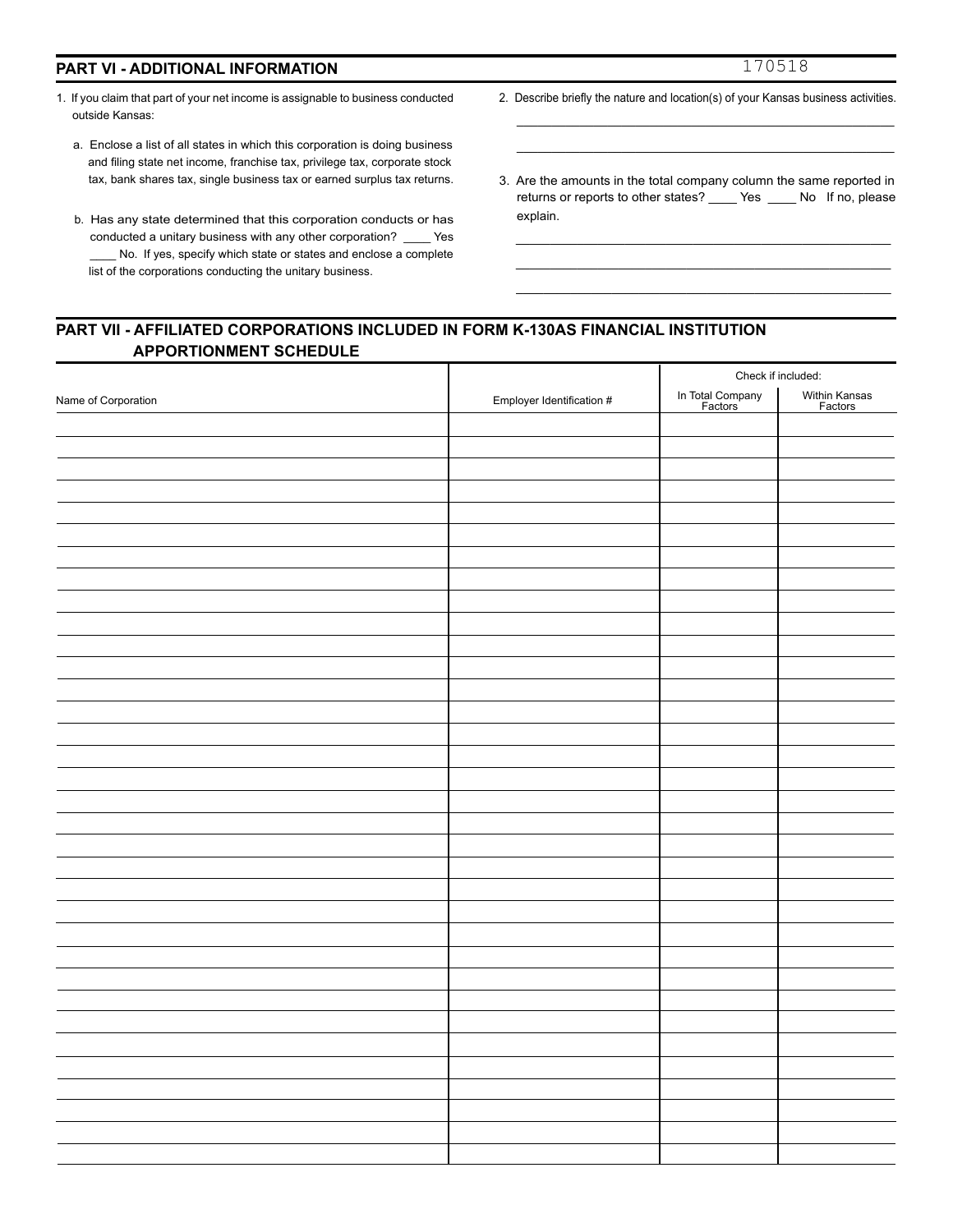## PART VI - ADDITIONAL INFORMATION

170518

1. If you claim that part of your net income is assignable to business conducted outside Kansas:

   a. Enclose a list of all states in which this corporation is doing business and filing state net income, franchise tax, privilege tax, corporate stock tax, bank shares tax, single business tax or earned surplus tax returns.

   b. Has any state determined that this corporation conducts or has conducted a unitary business with any other corporation? ____ Yes ____ No. If yes, specify which state or states and enclose a complete list of the corporations conducting the unitary business.

2. Describe briefly the nature and location(s) of your Kansas business activities.

   ______________________________________________

   ______________________________________________

3. Are the amounts in the total company column the same reported in returns or reports to other states? ____ Yes ____ No If no, please explain.

   ______________________________________________

   ______________________________________________

   ______________________________________________

## PART VII - AFFILIATED CORPORATIONS INCLUDED IN FORM K-130AS FINANCIAL INSTITUTION APPORTIONMENT SCHEDULE

| | | Check if included: | |
|---|---|---|---|
| Name of Corporation | Employer Identification # | In Total Company Factors | Within Kansas Factors |
| | | | |
| | | | |
| | | | |
| | | | |
| | | | |
| | | | |
| | | | |
| | | | |
| | | | |
| | | | |
| | | | |
| | | | |
| | | | |
| | | | |
| | | | |
| | | | |
| | | | |
| | | | |
| | | | |
| | | | |
| | | | |
| | | | |
| | | | |
| | | | |
| | | | |
| | | | |
| | | | |
| | | | |
| | | | |
| | | | |
| | | | |
| | | | |
| | | | |
| | | | |
| | | | |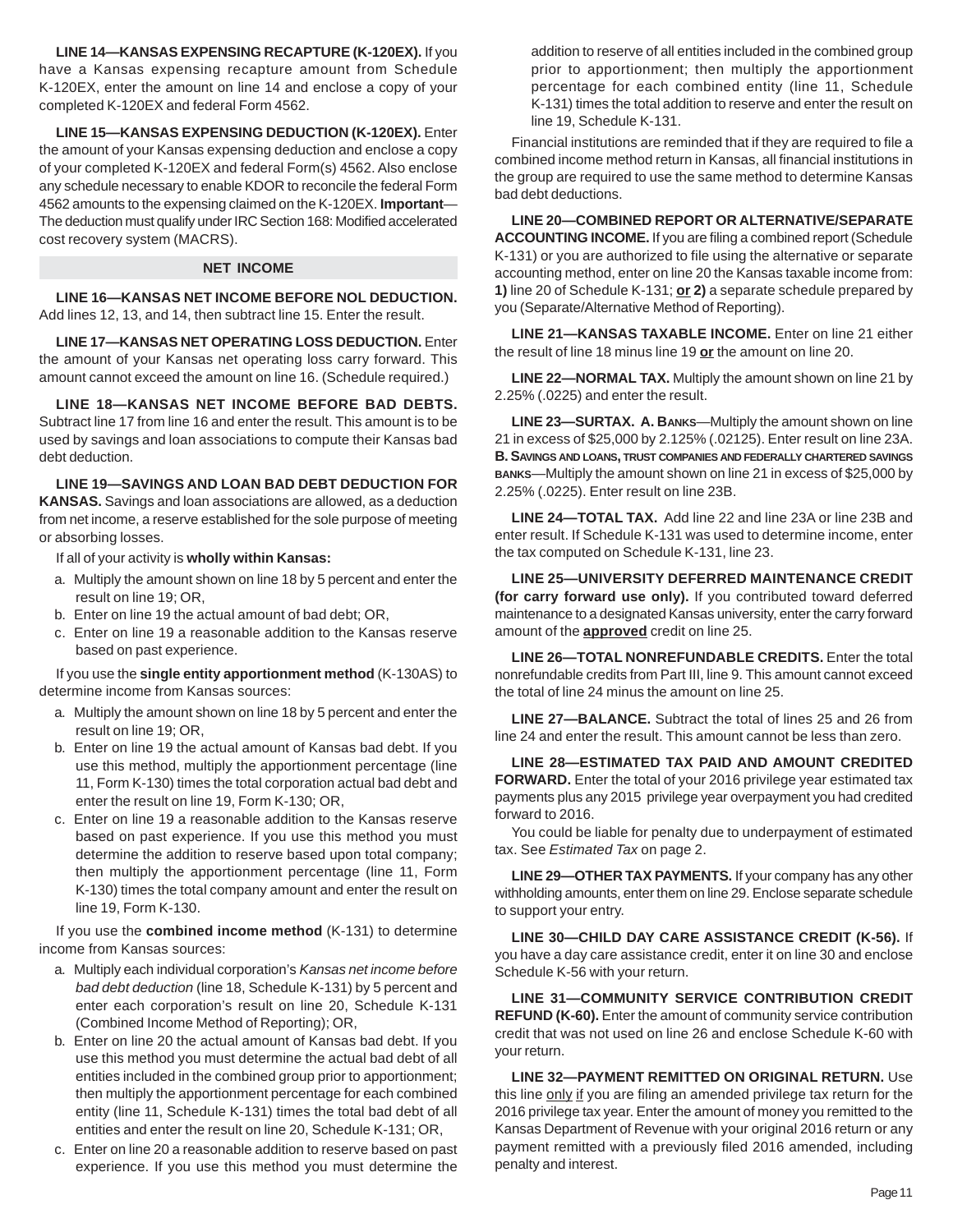**LINE 14—KANSAS EXPENSING RECAPTURE (K-120EX).** If you have a Kansas expensing recapture amount from Schedule K-120EX, enter the amount on line 14 and enclose a copy of your completed K-120EX and federal Form 4562.

**LINE 15—KANSAS EXPENSING DEDUCTION (K-120EX).** Enter the amount of your Kansas expensing deduction and enclose a copy of your completed K-120EX and federal Form(s) 4562. Also enclose any schedule necessary to enable KDOR to reconcile the federal Form 4562 amounts to the expensing claimed on the K-120EX. **Important**—The deduction must qualify under IRC Section 168: Modified accelerated cost recovery system (MACRS).

## NET INCOME

**LINE 16—KANSAS NET INCOME BEFORE NOL DEDUCTION.** Add lines 12, 13, and 14, then subtract line 15. Enter the result.

**LINE 17—KANSAS NET OPERATING LOSS DEDUCTION.** Enter the amount of your Kansas net operating loss carry forward. This amount cannot exceed the amount on line 16. (Schedule required.)

**LINE 18—KANSAS NET INCOME BEFORE BAD DEBTS.** Subtract line 17 from line 16 and enter the result. This amount is to be used by savings and loan associations to compute their Kansas bad debt deduction.

**LINE 19—SAVINGS AND LOAN BAD DEBT DEDUCTION FOR KANSAS.** Savings and loan associations are allowed, as a deduction from net income, a reserve established for the sole purpose of meeting or absorbing losses.

If all of your activity is **wholly within Kansas:**

a. Multiply the amount shown on line 18 by 5 percent and enter the result on line 19; OR,
b. Enter on line 19 the actual amount of bad debt; OR,
c. Enter on line 19 a reasonable addition to the Kansas reserve based on past experience.

If you use the **single entity apportionment method** (K-130AS) to determine income from Kansas sources:

a. Multiply the amount shown on line 18 by 5 percent and enter the result on line 19; OR,
b. Enter on line 19 the actual amount of Kansas bad debt. If you use this method, multiply the apportionment percentage (line 11, Form K-130) times the total corporation actual bad debt and enter the result on line 19, Form K-130; OR,
c. Enter on line 19 a reasonable addition to the Kansas reserve based on past experience. If you use this method you must determine the addition to reserve based upon total company; then multiply the apportionment percentage (line 11, Form K-130) times the total company amount and enter the result on line 19, Form K-130.

If you use the **combined income method** (K-131) to determine income from Kansas sources:

a. Multiply each individual corporation's *Kansas net income before bad debt deduction* (line 18, Schedule K-131) by 5 percent and enter each corporation's result on line 20, Schedule K-131 (Combined Income Method of Reporting); OR,
b. Enter on line 20 the actual amount of Kansas bad debt. If you use this method you must determine the actual bad debt of all entities included in the combined group prior to apportionment; then multiply the apportionment percentage for each combined entity (line 11, Schedule K-131) times the total bad debt of all entities and enter the result on line 20, Schedule K-131; OR,
c. Enter on line 20 a reasonable addition to reserve based on past experience. If you use this method you must determine the addition to reserve of all entities included in the combined group prior to apportionment; then multiply the apportionment percentage for each combined entity (line 11, Schedule K-131) times the total addition to reserve and enter the result on line 19, Schedule K-131.

Financial institutions are reminded that if they are required to file a combined income method return in Kansas, all financial institutions in the group are required to use the same method to determine Kansas bad debt deductions.

**LINE 20—COMBINED REPORT OR ALTERNATIVE/SEPARATE ACCOUNTING INCOME.** If you are filing a combined report (Schedule K-131) or you are authorized to file using the alternative or separate accounting method, enter on line 20 the Kansas taxable income from: **1)** line 20 of Schedule K-131; **or 2)** a separate schedule prepared by you (Separate/Alternative Method of Reporting).

**LINE 21—KANSAS TAXABLE INCOME.** Enter on line 21 either the result of line 18 minus line 19 **or** the amount on line 20.

**LINE 22—NORMAL TAX.** Multiply the amount shown on line 21 by 2.25% (.0225) and enter the result.

**LINE 23—SURTAX. A. BANKS**—Multiply the amount shown on line 21 in excess of $25,000 by 2.125% (.02125). Enter result on line 23A. **B. SAVINGS AND LOANS, TRUST COMPANIES AND FEDERALLY CHARTERED SAVINGS BANKS**—Multiply the amount shown on line 21 in excess of $25,000 by 2.25% (.0225). Enter result on line 23B.

**LINE 24—TOTAL TAX.** Add line 22 and line 23A or line 23B and enter result. If Schedule K-131 was used to determine income, enter the tax computed on Schedule K-131, line 23.

**LINE 25—UNIVERSITY DEFERRED MAINTENANCE CREDIT (for carry forward use only).** If you contributed toward deferred maintenance to a designated Kansas university, enter the carry forward amount of the **approved** credit on line 25.

**LINE 26—TOTAL NONREFUNDABLE CREDITS.** Enter the total nonrefundable credits from Part III, line 9. This amount cannot exceed the total of line 24 minus the amount on line 25.

**LINE 27—BALANCE.** Subtract the total of lines 25 and 26 from line 24 and enter the result. This amount cannot be less than zero.

**LINE 28—ESTIMATED TAX PAID AND AMOUNT CREDITED FORWARD.** Enter the total of your 2016 privilege year estimated tax payments plus any 2015 privilege year overpayment you had credited forward to 2016.

You could be liable for penalty due to underpayment of estimated tax. See *Estimated Tax* on page 2.

**LINE 29—OTHER TAX PAYMENTS.** If your company has any other withholding amounts, enter them on line 29. Enclose separate schedule to support your entry.

**LINE 30—CHILD DAY CARE ASSISTANCE CREDIT (K-56).** If you have a day care assistance credit, enter it on line 30 and enclose Schedule K-56 with your return.

**LINE 31—COMMUNITY SERVICE CONTRIBUTION CREDIT REFUND (K-60).** Enter the amount of community service contribution credit that was not used on line 26 and enclose Schedule K-60 with your return.

**LINE 32—PAYMENT REMITTED ON ORIGINAL RETURN.** Use this line only if you are filing an amended privilege tax return for the 2016 privilege tax year. Enter the amount of money you remitted to the Kansas Department of Revenue with your original 2016 return or any payment remitted with a previously filed 2016 amended, including penalty and interest.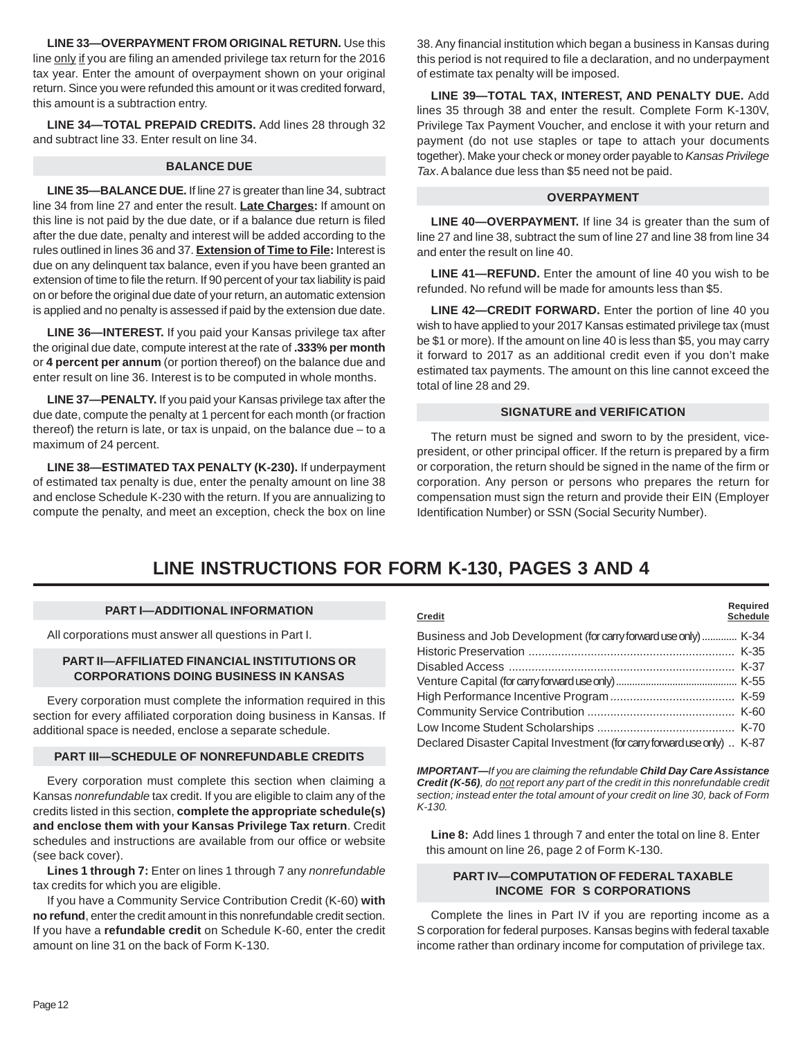**LINE 33—OVERPAYMENT FROM ORIGINAL RETURN.** Use this line only if you are filing an amended privilege tax return for the 2016 tax year. Enter the amount of overpayment shown on your original return. Since you were refunded this amount or it was credited forward, this amount is a subtraction entry.

**LINE 34—TOTAL PREPAID CREDITS.** Add lines 28 through 32 and subtract line 33. Enter result on line 34.

### BALANCE DUE

**LINE 35—BALANCE DUE.** If line 27 is greater than line 34, subtract line 34 from line 27 and enter the result. **Late Charges:** If amount on this line is not paid by the due date, or if a balance due return is filed after the due date, penalty and interest will be added according to the rules outlined in lines 36 and 37. **Extension of Time to File:** Interest is due on any delinquent tax balance, even if you have been granted an extension of time to file the return. If 90 percent of your tax liability is paid on or before the original due date of your return, an automatic extension is applied and no penalty is assessed if paid by the extension due date.

**LINE 36—INTEREST.** If you paid your Kansas privilege tax after the original due date, compute interest at the rate of **.333% per month** or **4 percent per annum** (or portion thereof) on the balance due and enter result on line 36. Interest is to be computed in whole months.

**LINE 37—PENALTY.** If you paid your Kansas privilege tax after the due date, compute the penalty at 1 percent for each month (or fraction thereof) the return is late, or tax is unpaid, on the balance due – to a maximum of 24 percent.

**LINE 38—ESTIMATED TAX PENALTY (K-230).** If underpayment of estimated tax penalty is due, enter the penalty amount on line 38 and enclose Schedule K-230 with the return. If you are annualizing to compute the penalty, and meet an exception, check the box on line 38. Any financial institution which began a business in Kansas during this period is not required to file a declaration, and no underpayment of estimate tax penalty will be imposed.

**LINE 39—TOTAL TAX, INTEREST, AND PENALTY DUE.** Add lines 35 through 38 and enter the result. Complete Form K-130V, Privilege Tax Payment Voucher, and enclose it with your return and payment (do not use staples or tape to attach your documents together). Make your check or money order payable to *Kansas Privilege Tax*. A balance due less than $5 need not be paid.

### OVERPAYMENT

**LINE 40—OVERPAYMENT.** If line 34 is greater than the sum of line 27 and line 38, subtract the sum of line 27 and line 38 from line 34 and enter the result on line 40.

**LINE 41—REFUND.** Enter the amount of line 40 you wish to be refunded. No refund will be made for amounts less than $5.

**LINE 42—CREDIT FORWARD.** Enter the portion of line 40 you wish to have applied to your 2017 Kansas estimated privilege tax (must be $1 or more). If the amount on line 40 is less than $5, you may carry it forward to 2017 as an additional credit even if you don't make estimated tax payments. The amount on this line cannot exceed the total of line 28 and 29.

### SIGNATURE and VERIFICATION

The return must be signed and sworn to by the president, vice-president, or other principal officer. If the return is prepared by a firm or corporation, the return should be signed in the name of the firm or corporation. Any person or persons who prepares the return for compensation must sign the return and provide their EIN (Employer Identification Number) or SSN (Social Security Number).

## LINE INSTRUCTIONS FOR FORM K-130, PAGES 3 AND 4

### PART I—ADDITIONAL INFORMATION

All corporations must answer all questions in Part I.

### PART II—AFFILIATED FINANCIAL INSTITUTIONS OR CORPORATIONS DOING BUSINESS IN KANSAS

Every corporation must complete the information required in this section for every affiliated corporation doing business in Kansas. If additional space is needed, enclose a separate schedule.

### PART III—SCHEDULE OF NONREFUNDABLE CREDITS

Every corporation must complete this section when claiming a Kansas *nonrefundable* tax credit. If you are eligible to claim any of the credits listed in this section, **complete the appropriate schedule(s) and enclose them with your Kansas Privilege Tax return**. Credit schedules and instructions are available from our office or website (see back cover).

**Lines 1 through 7:** Enter on lines 1 through 7 any *nonrefundable* tax credits for which you are eligible.

If you have a Community Service Contribution Credit (K-60) **with no refund**, enter the credit amount in this nonrefundable credit section. If you have a **refundable credit** on Schedule K-60, enter the credit amount on line 31 on the back of Form K-130.

| Credit | Required Schedule |
|---|---|
| Business and Job Development (for carry forward use only) | K-34 |
| Historic Preservation | K-35 |
| Disabled Access | K-37 |
| Venture Capital (for carry forward use only) | K-55 |
| High Performance Incentive Program | K-59 |
| Community Service Contribution | K-60 |
| Low Income Student Scholarships | K-70 |
| Declared Disaster Capital Investment (for carry forward use only) | K-87 |

***IMPORTANT****—If you are claiming the refundable* ***Child Day Care Assistance Credit (K-56)****, do not report any part of the credit in this nonrefundable credit section; instead enter the total amount of your credit on line 30, back of Form K-130.*

**Line 8:** Add lines 1 through 7 and enter the total on line 8. Enter this amount on line 26, page 2 of Form K-130.

### PART IV—COMPUTATION OF FEDERAL TAXABLE INCOME FOR S CORPORATIONS

Complete the lines in Part IV if you are reporting income as a S corporation for federal purposes. Kansas begins with federal taxable income rather than ordinary income for computation of privilege tax.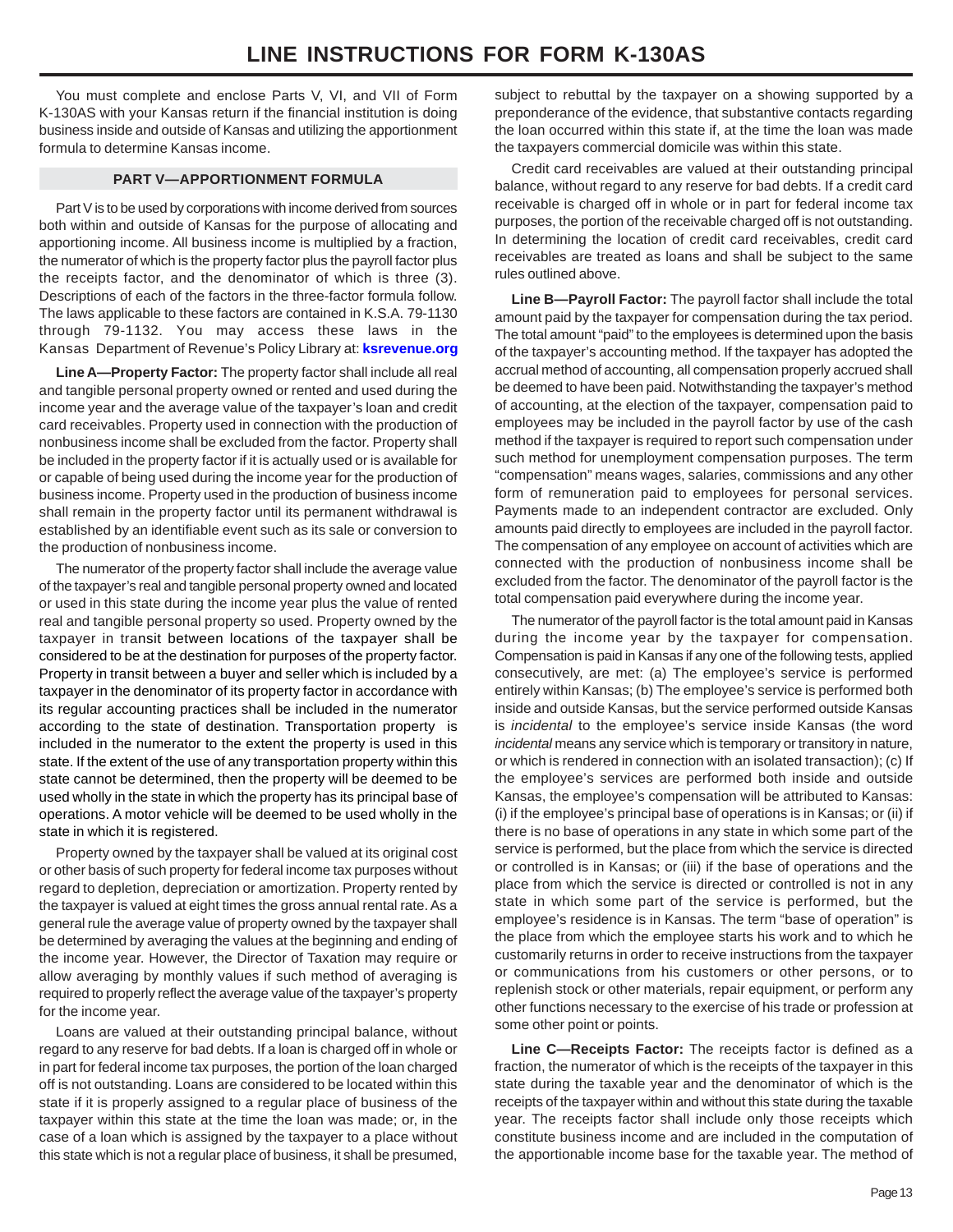# LINE INSTRUCTIONS FOR FORM K-130AS

You must complete and enclose Parts V, VI, and VII of Form K-130AS with your Kansas return if the financial institution is doing business inside and outside of Kansas and utilizing the apportionment formula to determine Kansas income.

## PART V—APPORTIONMENT FORMULA

Part V is to be used by corporations with income derived from sources both within and outside of Kansas for the purpose of allocating and apportioning income. All business income is multiplied by a fraction, the numerator of which is the property factor plus the payroll factor plus the receipts factor, and the denominator of which is three (3). Descriptions of each of the factors in the three-factor formula follow. The laws applicable to these factors are contained in K.S.A. 79-1130 through 79-1132. You may access these laws in the Kansas Department of Revenue's Policy Library at: **ksrevenue.org**

**Line A—Property Factor:** The property factor shall include all real and tangible personal property owned or rented and used during the income year and the average value of the taxpayer's loan and credit card receivables. Property used in connection with the production of nonbusiness income shall be excluded from the factor. Property shall be included in the property factor if it is actually used or is available for or capable of being used during the income year for the production of business income. Property used in the production of business income shall remain in the property factor until its permanent withdrawal is established by an identifiable event such as its sale or conversion to the production of nonbusiness income.

The numerator of the property factor shall include the average value of the taxpayer's real and tangible personal property owned and located or used in this state during the income year plus the value of rented real and tangible personal property so used. Property owned by the taxpayer in transit between locations of the taxpayer shall be considered to be at the destination for purposes of the property factor. Property in transit between a buyer and seller which is included by a taxpayer in the denominator of its property factor in accordance with its regular accounting practices shall be included in the numerator according to the state of destination. Transportation property is included in the numerator to the extent the property is used in this state. If the extent of the use of any transportation property within this state cannot be determined, then the property will be deemed to be used wholly in the state in which the property has its principal base of operations. A motor vehicle will be deemed to be used wholly in the state in which it is registered.

Property owned by the taxpayer shall be valued at its original cost or other basis of such property for federal income tax purposes without regard to depletion, depreciation or amortization. Property rented by the taxpayer is valued at eight times the gross annual rental rate. As a general rule the average value of property owned by the taxpayer shall be determined by averaging the values at the beginning and ending of the income year. However, the Director of Taxation may require or allow averaging by monthly values if such method of averaging is required to properly reflect the average value of the taxpayer's property for the income year.

Loans are valued at their outstanding principal balance, without regard to any reserve for bad debts. If a loan is charged off in whole or in part for federal income tax purposes, the portion of the loan charged off is not outstanding. Loans are considered to be located within this state if it is properly assigned to a regular place of business of the taxpayer within this state at the time the loan was made; or, in the case of a loan which is assigned by the taxpayer to a place without this state which is not a regular place of business, it shall be presumed, subject to rebuttal by the taxpayer on a showing supported by a preponderance of the evidence, that substantive contacts regarding the loan occurred within this state if, at the time the loan was made the taxpayers commercial domicile was within this state.

Credit card receivables are valued at their outstanding principal balance, without regard to any reserve for bad debts. If a credit card receivable is charged off in whole or in part for federal income tax purposes, the portion of the receivable charged off is not outstanding. In determining the location of credit card receivables, credit card receivables are treated as loans and shall be subject to the same rules outlined above.

**Line B—Payroll Factor:** The payroll factor shall include the total amount paid by the taxpayer for compensation during the tax period. The total amount "paid" to the employees is determined upon the basis of the taxpayer's accounting method. If the taxpayer has adopted the accrual method of accounting, all compensation properly accrued shall be deemed to have been paid. Notwithstanding the taxpayer's method of accounting, at the election of the taxpayer, compensation paid to employees may be included in the payroll factor by use of the cash method if the taxpayer is required to report such compensation under such method for unemployment compensation purposes. The term "compensation" means wages, salaries, commissions and any other form of remuneration paid to employees for personal services. Payments made to an independent contractor are excluded. Only amounts paid directly to employees are included in the payroll factor. The compensation of any employee on account of activities which are connected with the production of nonbusiness income shall be excluded from the factor. The denominator of the payroll factor is the total compensation paid everywhere during the income year.

The numerator of the payroll factor is the total amount paid in Kansas during the income year by the taxpayer for compensation. Compensation is paid in Kansas if any one of the following tests, applied consecutively, are met: (a) The employee's service is performed entirely within Kansas; (b) The employee's service is performed both inside and outside Kansas, but the service performed outside Kansas is *incidental* to the employee's service inside Kansas (the word *incidental* means any service which is temporary or transitory in nature, or which is rendered in connection with an isolated transaction); (c) If the employee's services are performed both inside and outside Kansas, the employee's compensation will be attributed to Kansas: (i) if the employee's principal base of operations is in Kansas; or (ii) if there is no base of operations in any state in which some part of the service is performed, but the place from which the service is directed or controlled is in Kansas; or (iii) if the base of operations and the place from which the service is directed or controlled is not in any state in which some part of the service is performed, but the employee's residence is in Kansas. The term "base of operation" is the place from which the employee starts his work and to which he customarily returns in order to receive instructions from the taxpayer or communications from his customers or other persons, or to replenish stock or other materials, repair equipment, or perform any other functions necessary to the exercise of his trade or profession at some other point or points.

**Line C—Receipts Factor:** The receipts factor is defined as a fraction, the numerator of which is the receipts of the taxpayer in this state during the taxable year and the denominator of which is the receipts of the taxpayer within and without this state during the taxable year. The receipts factor shall include only those receipts which constitute business income and are included in the computation of the apportionable income base for the taxable year. The method of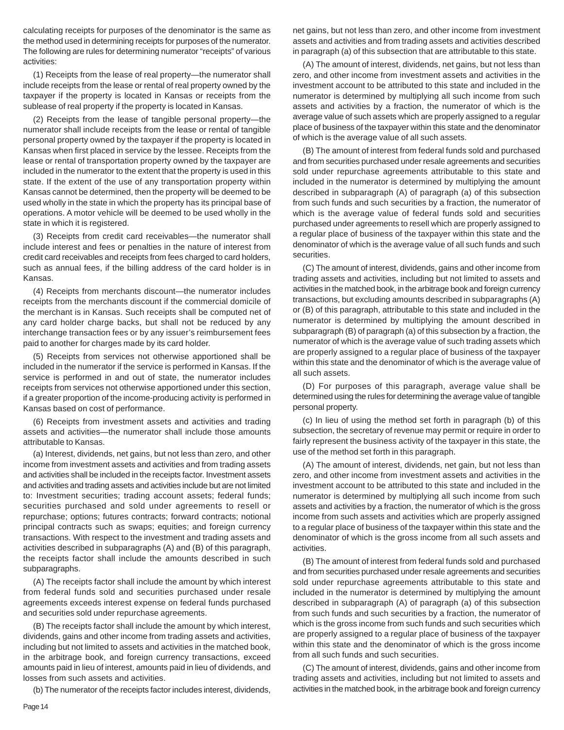calculating receipts for purposes of the denominator is the same as the method used in determining receipts for purposes of the numerator. The following are rules for determining numerator "receipts" of various activities:

(1) Receipts from the lease of real property—the numerator shall include receipts from the lease or rental of real property owned by the taxpayer if the property is located in Kansas or receipts from the sublease of real property if the property is located in Kansas.

(2) Receipts from the lease of tangible personal property—the numerator shall include receipts from the lease or rental of tangible personal property owned by the taxpayer if the property is located in Kansas when first placed in service by the lessee. Receipts from the lease or rental of transportation property owned by the taxpayer are included in the numerator to the extent that the property is used in this state. If the extent of the use of any transportation property within Kansas cannot be determined, then the property will be deemed to be used wholly in the state in which the property has its principal base of operations. A motor vehicle will be deemed to be used wholly in the state in which it is registered.

(3) Receipts from credit card receivables—the numerator shall include interest and fees or penalties in the nature of interest from credit card receivables and receipts from fees charged to card holders, such as annual fees, if the billing address of the card holder is in Kansas.

(4) Receipts from merchants discount—the numerator includes receipts from the merchants discount if the commercial domicile of the merchant is in Kansas. Such receipts shall be computed net of any card holder charge backs, but shall not be reduced by any interchange transaction fees or by any issuer's reimbursement fees paid to another for charges made by its card holder.

(5) Receipts from services not otherwise apportioned shall be included in the numerator if the service is performed in Kansas. If the service is performed in and out of state, the numerator includes receipts from services not otherwise apportioned under this section, if a greater proportion of the income-producing activity is performed in Kansas based on cost of performance.

(6) Receipts from investment assets and activities and trading assets and activities—the numerator shall include those amounts attributable to Kansas.

(a) Interest, dividends, net gains, but not less than zero, and other income from investment assets and activities and from trading assets and activities shall be included in the receipts factor. Investment assets and activities and trading assets and activities include but are not limited to: Investment securities; trading account assets; federal funds; securities purchased and sold under agreements to resell or repurchase; options; futures contracts; forward contracts; notional principal contracts such as swaps; equities; and foreign currency transactions. With respect to the investment and trading assets and activities described in subparagraphs (A) and (B) of this paragraph, the receipts factor shall include the amounts described in such subparagraphs.

(A) The receipts factor shall include the amount by which interest from federal funds sold and securities purchased under resale agreements exceeds interest expense on federal funds purchased and securities sold under repurchase agreements.

(B) The receipts factor shall include the amount by which interest, dividends, gains and other income from trading assets and activities, including but not limited to assets and activities in the matched book, in the arbitrage book, and foreign currency transactions, exceed amounts paid in lieu of interest, amounts paid in lieu of dividends, and losses from such assets and activities.

(b) The numerator of the receipts factor includes interest, dividends, net gains, but not less than zero, and other income from investment assets and activities and from trading assets and activities described in paragraph (a) of this subsection that are attributable to this state.

(A) The amount of interest, dividends, net gains, but not less than zero, and other income from investment assets and activities in the investment account to be attributed to this state and included in the numerator is determined by multiplying all such income from such assets and activities by a fraction, the numerator of which is the average value of such assets which are properly assigned to a regular place of business of the taxpayer within this state and the denominator of which is the average value of all such assets.

(B) The amount of interest from federal funds sold and purchased and from securities purchased under resale agreements and securities sold under repurchase agreements attributable to this state and included in the numerator is determined by multiplying the amount described in subparagraph (A) of paragraph (a) of this subsection from such funds and such securities by a fraction, the numerator of which is the average value of federal funds sold and securities purchased under agreements to resell which are properly assigned to a regular place of business of the taxpayer within this state and the denominator of which is the average value of all such funds and such securities.

(C) The amount of interest, dividends, gains and other income from trading assets and activities, including but not limited to assets and activities in the matched book, in the arbitrage book and foreign currency transactions, but excluding amounts described in subparagraphs (A) or (B) of this paragraph, attributable to this state and included in the numerator is determined by multiplying the amount described in subparagraph (B) of paragraph (a) of this subsection by a fraction, the numerator of which is the average value of such trading assets which are properly assigned to a regular place of business of the taxpayer within this state and the denominator of which is the average value of all such assets.

(D) For purposes of this paragraph, average value shall be determined using the rules for determining the average value of tangible personal property.

(c) In lieu of using the method set forth in paragraph (b) of this subsection, the secretary of revenue may permit or require in order to fairly represent the business activity of the taxpayer in this state, the use of the method set forth in this paragraph.

(A) The amount of interest, dividends, net gain, but not less than zero, and other income from investment assets and activities in the investment account to be attributed to this state and included in the numerator is determined by multiplying all such income from such assets and activities by a fraction, the numerator of which is the gross income from such assets and activities which are properly assigned to a regular place of business of the taxpayer within this state and the denominator of which is the gross income from all such assets and activities.

(B) The amount of interest from federal funds sold and purchased and from securities purchased under resale agreements and securities sold under repurchase agreements attributable to this state and included in the numerator is determined by multiplying the amount described in subparagraph (A) of paragraph (a) of this subsection from such funds and such securities by a fraction, the numerator of which is the gross income from such funds and such securities which are properly assigned to a regular place of business of the taxpayer within this state and the denominator of which is the gross income from all such funds and such securities.

(C) The amount of interest, dividends, gains and other income from trading assets and activities, including but not limited to assets and activities in the matched book, in the arbitrage book and foreign currency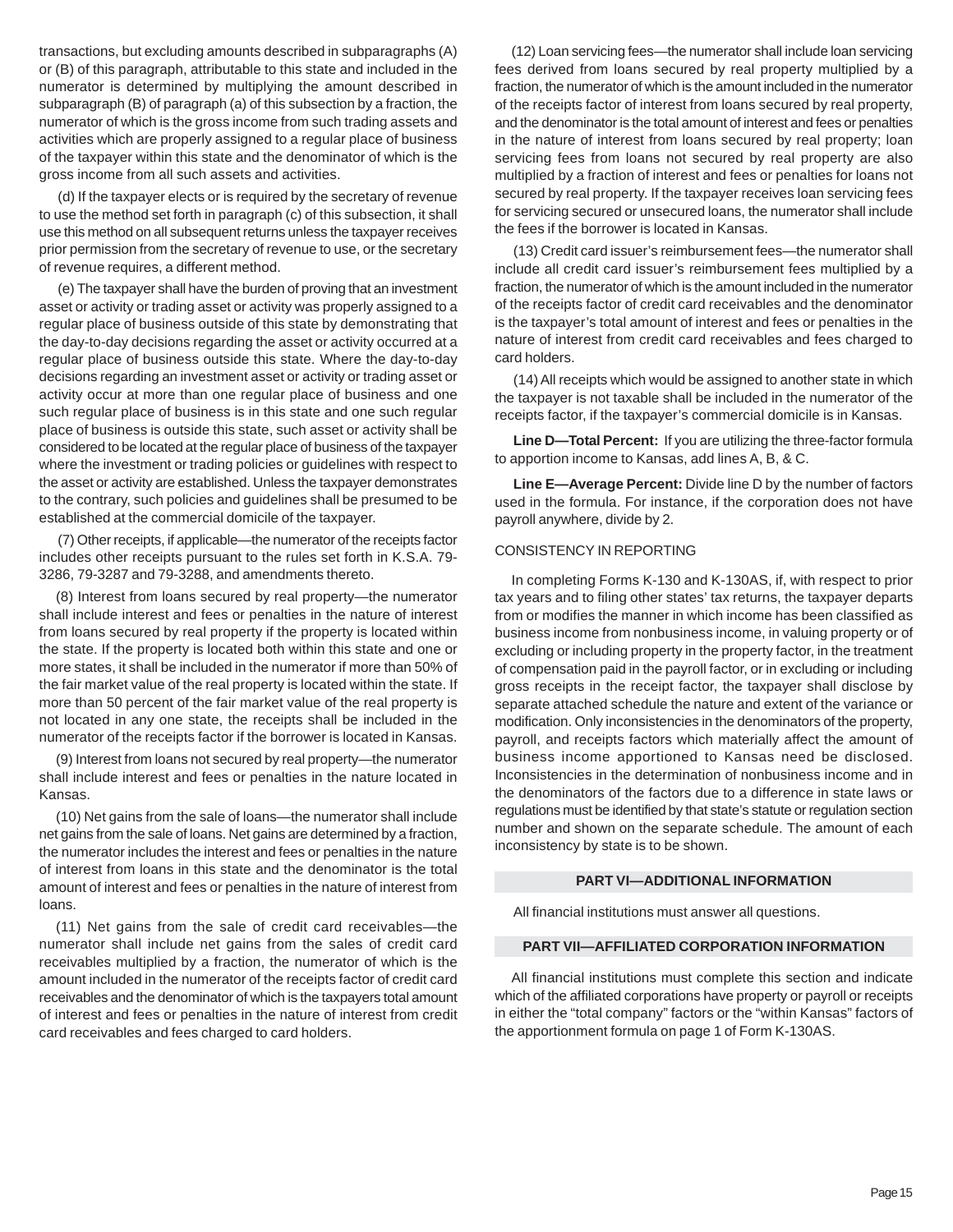transactions, but excluding amounts described in subparagraphs (A) or (B) of this paragraph, attributable to this state and included in the numerator is determined by multiplying the amount described in subparagraph (B) of paragraph (a) of this subsection by a fraction, the numerator of which is the gross income from such trading assets and activities which are properly assigned to a regular place of business of the taxpayer within this state and the denominator of which is the gross income from all such assets and activities.

(d) If the taxpayer elects or is required by the secretary of revenue to use the method set forth in paragraph (c) of this subsection, it shall use this method on all subsequent returns unless the taxpayer receives prior permission from the secretary of revenue to use, or the secretary of revenue requires, a different method.

(e) The taxpayer shall have the burden of proving that an investment asset or activity or trading asset or activity was properly assigned to a regular place of business outside of this state by demonstrating that the day-to-day decisions regarding the asset or activity occurred at a regular place of business outside this state. Where the day-to-day decisions regarding an investment asset or activity or trading asset or activity occur at more than one regular place of business and one such regular place of business is in this state and one such regular place of business is outside this state, such asset or activity shall be considered to be located at the regular place of business of the taxpayer where the investment or trading policies or guidelines with respect to the asset or activity are established. Unless the taxpayer demonstrates to the contrary, such policies and guidelines shall be presumed to be established at the commercial domicile of the taxpayer.

(7) Other receipts, if applicable—the numerator of the receipts factor includes other receipts pursuant to the rules set forth in K.S.A. 79-3286, 79-3287 and 79-3288, and amendments thereto.

(8) Interest from loans secured by real property—the numerator shall include interest and fees or penalties in the nature of interest from loans secured by real property if the property is located within the state. If the property is located both within this state and one or more states, it shall be included in the numerator if more than 50% of the fair market value of the real property is located within the state. If more than 50 percent of the fair market value of the real property is not located in any one state, the receipts shall be included in the numerator of the receipts factor if the borrower is located in Kansas.

(9) Interest from loans not secured by real property—the numerator shall include interest and fees or penalties in the nature located in Kansas.

(10) Net gains from the sale of loans—the numerator shall include net gains from the sale of loans. Net gains are determined by a fraction, the numerator includes the interest and fees or penalties in the nature of interest from loans in this state and the denominator is the total amount of interest and fees or penalties in the nature of interest from loans.

(11) Net gains from the sale of credit card receivables—the numerator shall include net gains from the sales of credit card receivables multiplied by a fraction, the numerator of which is the amount included in the numerator of the receipts factor of credit card receivables and the denominator of which is the taxpayers total amount of interest and fees or penalties in the nature of interest from credit card receivables and fees charged to card holders.

(12) Loan servicing fees—the numerator shall include loan servicing fees derived from loans secured by real property multiplied by a fraction, the numerator of which is the amount included in the numerator of the receipts factor of interest from loans secured by real property, and the denominator is the total amount of interest and fees or penalties in the nature of interest from loans secured by real property; loan servicing fees from loans not secured by real property are also multiplied by a fraction of interest and fees or penalties for loans not secured by real property. If the taxpayer receives loan servicing fees for servicing secured or unsecured loans, the numerator shall include the fees if the borrower is located in Kansas.

(13) Credit card issuer's reimbursement fees—the numerator shall include all credit card issuer's reimbursement fees multiplied by a fraction, the numerator of which is the amount included in the numerator of the receipts factor of credit card receivables and the denominator is the taxpayer's total amount of interest and fees or penalties in the nature of interest from credit card receivables and fees charged to card holders.

(14) All receipts which would be assigned to another state in which the taxpayer is not taxable shall be included in the numerator of the receipts factor, if the taxpayer's commercial domicile is in Kansas.

**Line D—Total Percent:** If you are utilizing the three-factor formula to apportion income to Kansas, add lines A, B, & C.

**Line E—Average Percent:** Divide line D by the number of factors used in the formula. For instance, if the corporation does not have payroll anywhere, divide by 2.

CONSISTENCY IN REPORTING

In completing Forms K-130 and K-130AS, if, with respect to prior tax years and to filing other states' tax returns, the taxpayer departs from or modifies the manner in which income has been classified as business income from nonbusiness income, in valuing property or of excluding or including property in the property factor, in the treatment of compensation paid in the payroll factor, or in excluding or including gross receipts in the receipt factor, the taxpayer shall disclose by separate attached schedule the nature and extent of the variance or modification. Only inconsistencies in the denominators of the property, payroll, and receipts factors which materially affect the amount of business income apportioned to Kansas need be disclosed. Inconsistencies in the determination of nonbusiness income and in the denominators of the factors due to a difference in state laws or regulations must be identified by that state's statute or regulation section number and shown on the separate schedule. The amount of each inconsistency by state is to be shown.

## PART VI—ADDITIONAL INFORMATION

All financial institutions must answer all questions.

## PART VII—AFFILIATED CORPORATION INFORMATION

All financial institutions must complete this section and indicate which of the affiliated corporations have property or payroll or receipts in either the "total company" factors or the "within Kansas" factors of the apportionment formula on page 1 of Form K-130AS.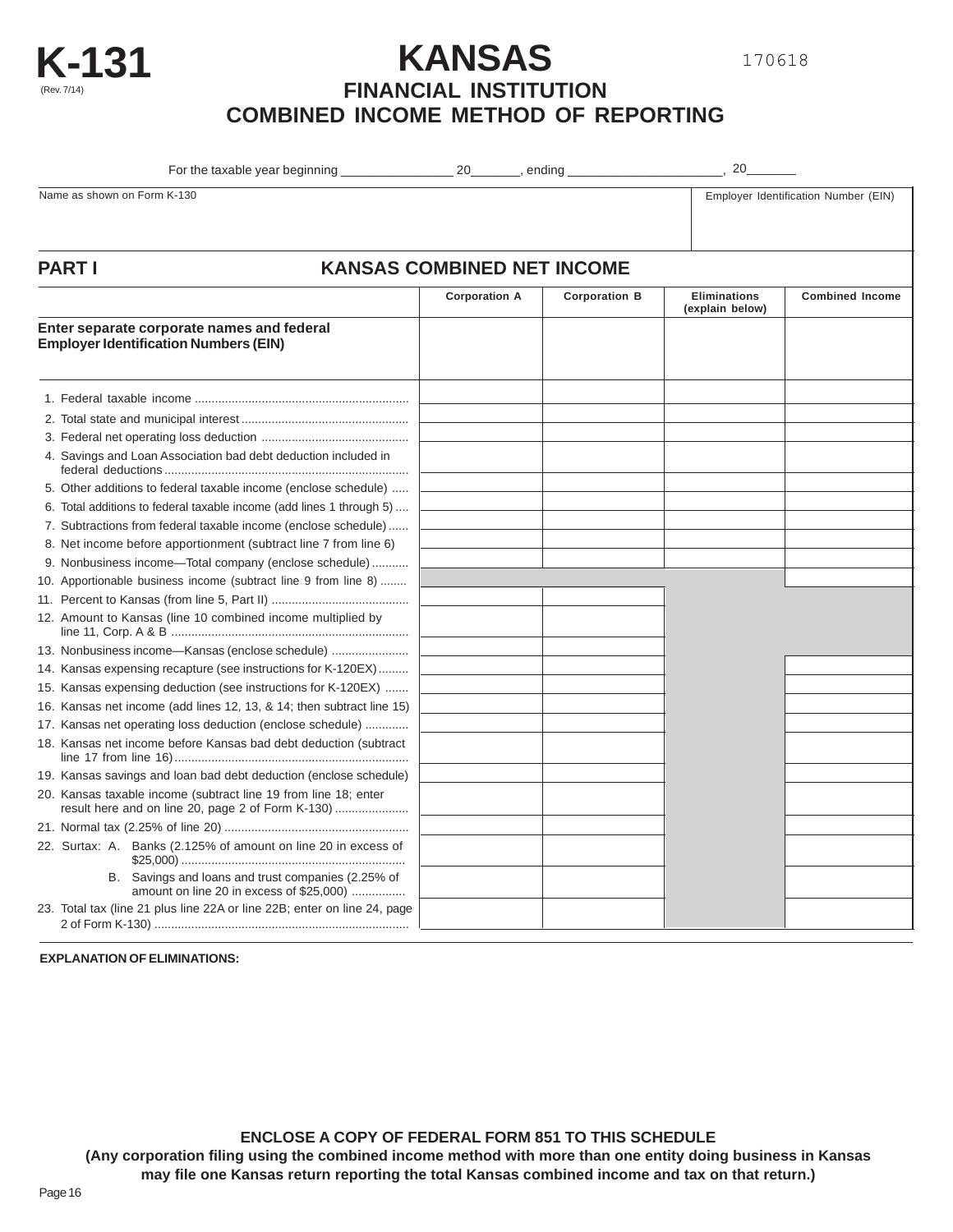# K-131

(Rev. 7/14)

# KANSAS

## FINANCIAL INSTITUTION COMBINED INCOME METHOD OF REPORTING

170618

For the taxable year beginning ________________ 20_______, ending ______________________, 20_______

| Name as shown on Form K-130 | Employer Identification Number (EIN) |
|---|---|
| | |

## PART I KANSAS COMBINED NET INCOME

| | Corporation A | Corporation B | Eliminations (explain below) | Combined Income |
|---|---|---|---|---|
| **Enter separate corporate names and federal Employer Identification Numbers (EIN)** | | | | |
| 1. Federal taxable income | | | | |
| 2. Total state and municipal interest | | | | |
| 3. Federal net operating loss deduction | | | | |
| 4. Savings and Loan Association bad debt deduction included in federal deductions | | | | |
| 5. Other additions to federal taxable income (enclose schedule) | | | | |
| 6. Total additions to federal taxable income (add lines 1 through 5) | | | | |
| 7. Subtractions from federal taxable income (enclose schedule) | | | | |
| 8. Net income before apportionment (subtract line 7 from line 6) | | | | |
| 9. Nonbusiness income—Total company (enclose schedule) | | | | |
| 10. Apportionable business income (subtract line 9 from line 8) | | | | |
| 11. Percent to Kansas (from line 5, Part II) | | | | |
| 12. Amount to Kansas (line 10 combined income multiplied by line 11, Corp. A & B | | | | |
| 13. Nonbusiness income—Kansas (enclose schedule) | | | | |
| 14. Kansas expensing recapture (see instructions for K-120EX) | | | | |
| 15. Kansas expensing deduction (see instructions for K-120EX) | | | | |
| 16. Kansas net income (add lines 12, 13, & 14; then subtract line 15) | | | | |
| 17. Kansas net operating loss deduction (enclose schedule) | | | | |
| 18. Kansas net income before Kansas bad debt deduction (subtract line 17 from line 16) | | | | |
| 19. Kansas savings and loan bad debt deduction (enclose schedule) | | | | |
| 20. Kansas taxable income (subtract line 19 from line 18; enter result here and on line 20, page 2 of Form K-130) | | | | |
| 21. Normal tax (2.25% of line 20) | | | | |
| 22. Surtax: A. Banks (2.125% of amount on line 20 in excess of $25,000) | | | | |
| B. Savings and loans and trust companies (2.25% of amount on line 20 in excess of $25,000) | | | | |
| 23. Total tax (line 21 plus line 22A or line 22B; enter on line 24, page 2 of Form K-130) | | | | |

**EXPLANATION OF ELIMINATIONS:**

**ENCLOSE A COPY OF FEDERAL FORM 851 TO THIS SCHEDULE**

**(Any corporation filing using the combined income method with more than one entity doing business in Kansas may file one Kansas return reporting the total Kansas combined income and tax on that return.)**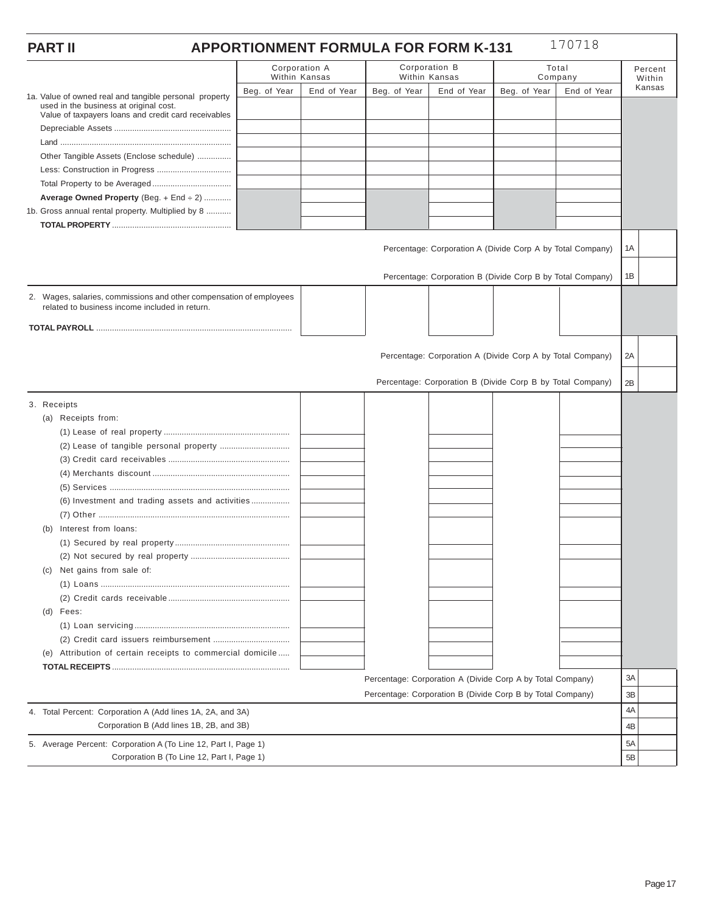## PART II APPORTIONMENT FORMULA FOR FORM K-131

170718

| | Corporation A Within Kansas | | Corporation B Within Kansas | | Total Company | | Percent Within Kansas |
|---|---|---|---|---|---|---|---|
| | Beg. of Year | End of Year | Beg. of Year | End of Year | Beg. of Year | End of Year | |
| 1a. Value of owned real and tangible personal property used in the business at original cost. Value of taxpayers loans and credit card receivables | | | | | | | |
| Depreciable Assets | | | | | | | |
| Land | | | | | | | |
| Other Tangible Assets (Enclose schedule) | | | | | | | |
| Less: Construction in Progress | | | | | | | |
| Total Property to be Averaged | | | | | | | |
| **Average Owned Property** (Beg. + End ÷ 2) | | | | | | | |
| 1b. Gross annual rental property. Multiplied by 8 | | | | | | | |
| **TOTAL PROPERTY** | | | | | | | |
| Percentage: Corporation A (Divide Corp A by Total Company) | | | | | | | 1A |
| Percentage: Corporation B (Divide Corp B by Total Company) | | | | | | | 1B |
| 2. Wages, salaries, commissions and other compensation of employees related to business income included in return. | | | | | | | |
| **TOTAL PAYROLL** | | | | | | | |
| Percentage: Corporation A (Divide Corp A by Total Company) | | | | | | | 2A |
| Percentage: Corporation B (Divide Corp B by Total Company) | | | | | | | 2B |
| 3. Receipts | | | | | | | |
| (a) Receipts from: | | | | | | | |
| (1) Lease of real property | | | | | | | |
| (2) Lease of tangible personal property | | | | | | | |
| (3) Credit card receivables | | | | | | | |
| (4) Merchants discount | | | | | | | |
| (5) Services | | | | | | | |
| (6) Investment and trading assets and activities | | | | | | | |
| (7) Other | | | | | | | |
| (b) Interest from loans: | | | | | | | |
| (1) Secured by real property | | | | | | | |
| (2) Not secured by real property | | | | | | | |
| (c) Net gains from sale of: | | | | | | | |
| (1) Loans | | | | | | | |
| (2) Credit cards receivable | | | | | | | |
| (d) Fees: | | | | | | | |
| (1) Loan servicing | | | | | | | |
| (2) Credit card issuers reimbursement | | | | | | | |
| (e) Attribution of certain receipts to commercial domicile | | | | | | | |
| **TOTAL RECEIPTS** | | | | | | | |
| Percentage: Corporation A (Divide Corp A by Total Company) | | | | | | | 3A |
| Percentage: Corporation B (Divide Corp B by Total Company) | | | | | | | 3B |
| 4. Total Percent: Corporation A (Add lines 1A, 2A, and 3A) | | | | | | | 4A |
| Corporation B (Add lines 1B, 2B, and 3B) | | | | | | | 4B |
| 5. Average Percent: Corporation A (To Line 12, Part I, Page 1) | | | | | | | 5A |
| Corporation B (To Line 12, Part I, Page 1) | | | | | | | 5B |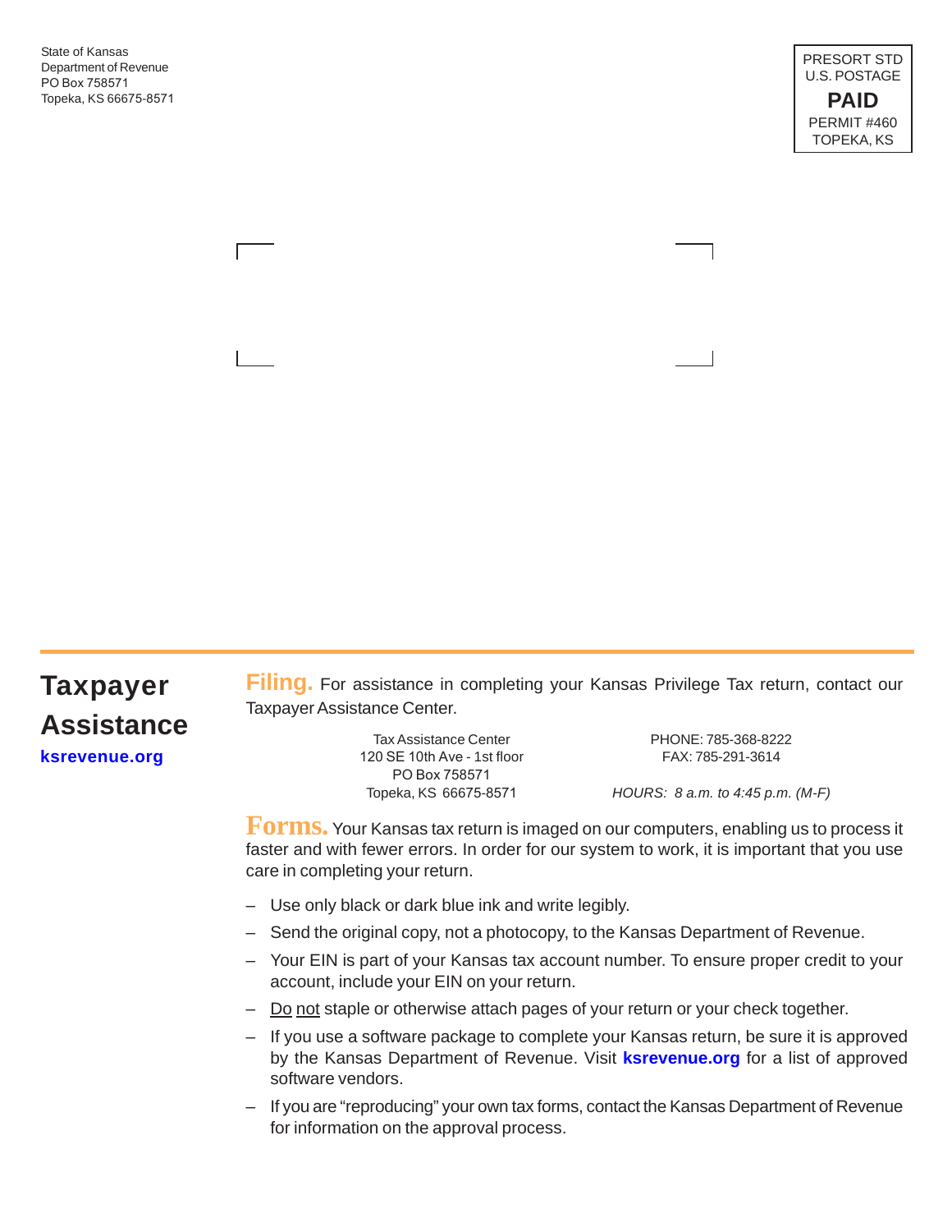State of Kansas
Department of Revenue
PO Box 758571
Topeka, KS 66675-8571

PRESORT STD
U.S. POSTAGE
**PAID**
PERMIT #460
TOPEKA, KS

## Taxpayer Assistance

**ksrevenue.org**

**Filing.** For assistance in completing your Kansas Privilege Tax return, contact our Taxpayer Assistance Center.

Tax Assistance Center
120 SE 10th Ave - 1st floor
PO Box 758571
Topeka, KS 66675-8571

PHONE: 785-368-8222
FAX: 785-291-3614

*HOURS: 8 a.m. to 4:45 p.m. (M-F)*

**Forms.** Your Kansas tax return is imaged on our computers, enabling us to process it faster and with fewer errors. In order for our system to work, it is important that you use care in completing your return.

- Use only black or dark blue ink and write legibly.
- Send the original copy, not a photocopy, to the Kansas Department of Revenue.
- Your EIN is part of your Kansas tax account number. To ensure proper credit to your account, include your EIN on your return.
- Do not staple or otherwise attach pages of your return or your check together.
- If you use a software package to complete your Kansas return, be sure it is approved by the Kansas Department of Revenue. Visit **ksrevenue.org** for a list of approved software vendors.
- If you are "reproducing" your own tax forms, contact the Kansas Department of Revenue for information on the approval process.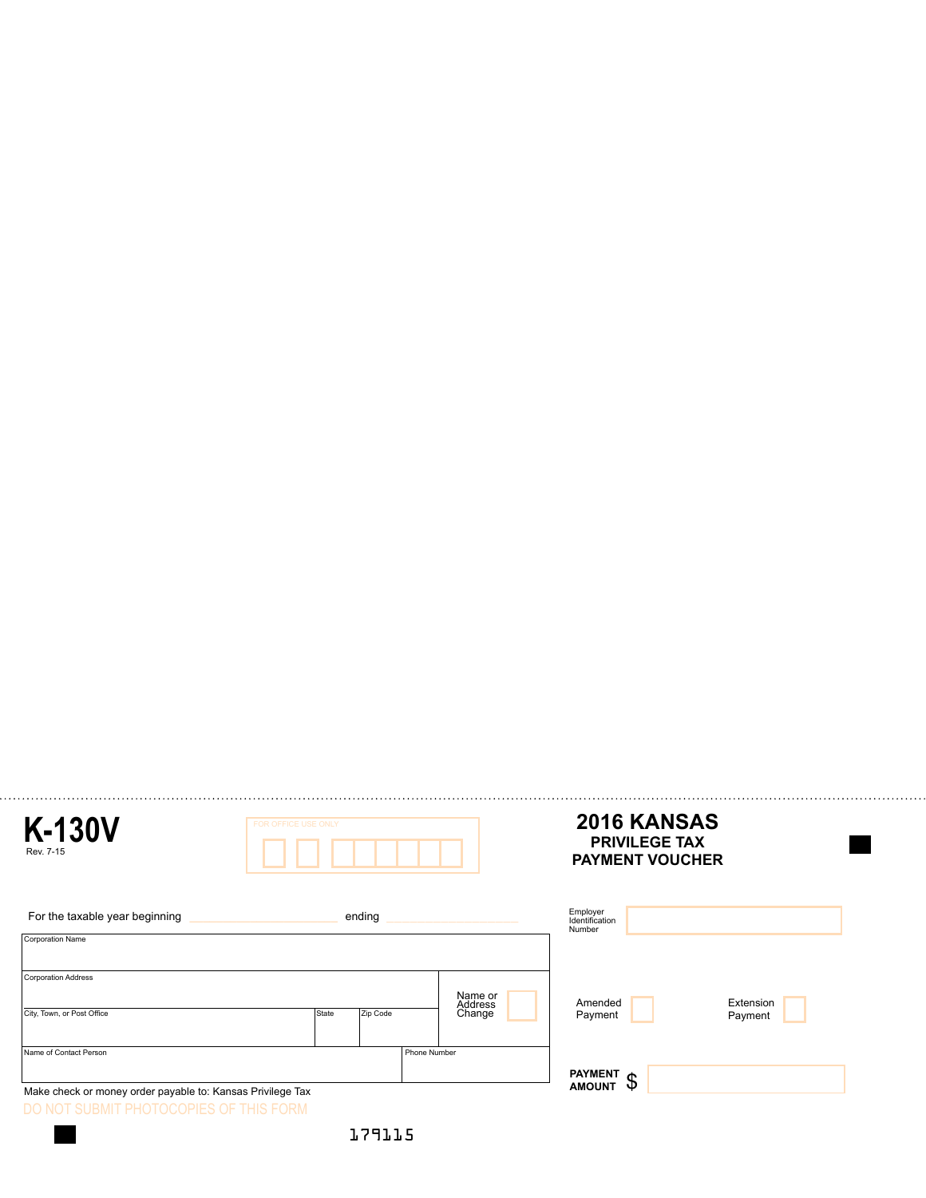**K-130V**
Rev. 7-15

FOR OFFICE USE ONLY

# 2016 KANSAS
## PRIVILEGE TAX PAYMENT VOUCHER

For the taxable year beginning ______________ ending ______________

Employer Identification Number

| | | | |
|---|---|---|---|
| Corporation Name | | | |
| Corporation Address | | | Name or Address Change ☐ |
| City, Town, or Post Office | State | Zip Code | |
| Name of Contact Person | | Phone Number | |

Amended Payment ☐

Extension Payment ☐

**PAYMENT AMOUNT** $

Make check or money order payable to: Kansas Privilege Tax

DO NOT SUBMIT PHOTOCOPIES OF THIS FORM

179115